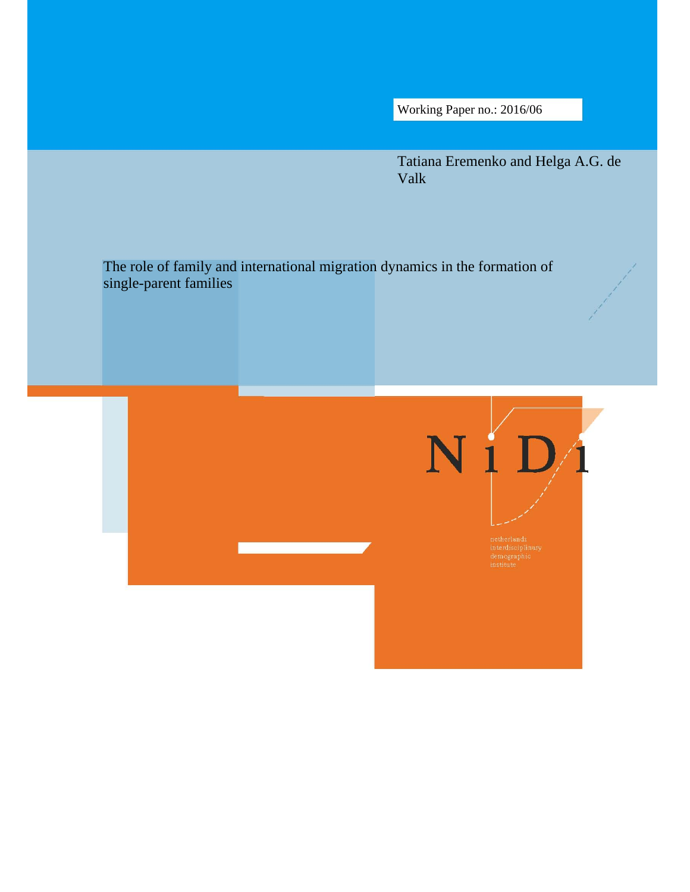Working Paper no.: 2016/06

Tatiana Eremenko and Helga A.G. de Valk

# The role of family and international migration dynamics in the formation of single-parent families

NiDi

netherlands interdisciplinary demographic institute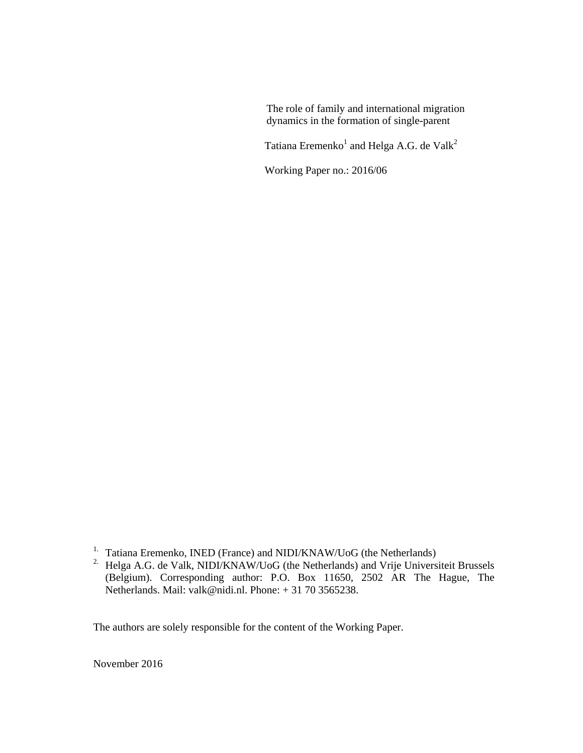The role of family and international migration dynamics in the formation of single-parent

Tatiana Eremenko[1] and Helga A.G. de Valk[2]

Working Paper no.: 2016/06

1. Tatiana Eremenko, INED (France) and NIDI/KNAW/UoG (the Netherlands)
2. Helga A.G. de Valk, NIDI/KNAW/UoG (the Netherlands) and Vrije Universiteit Brussels (Belgium). Corresponding author: P.O. Box 11650, 2502 AR The Hague, The Netherlands. Mail: valk@nidi.nl. Phone: + 31 70 3565238.

The authors are solely responsible for the content of the Working Paper.

November 2016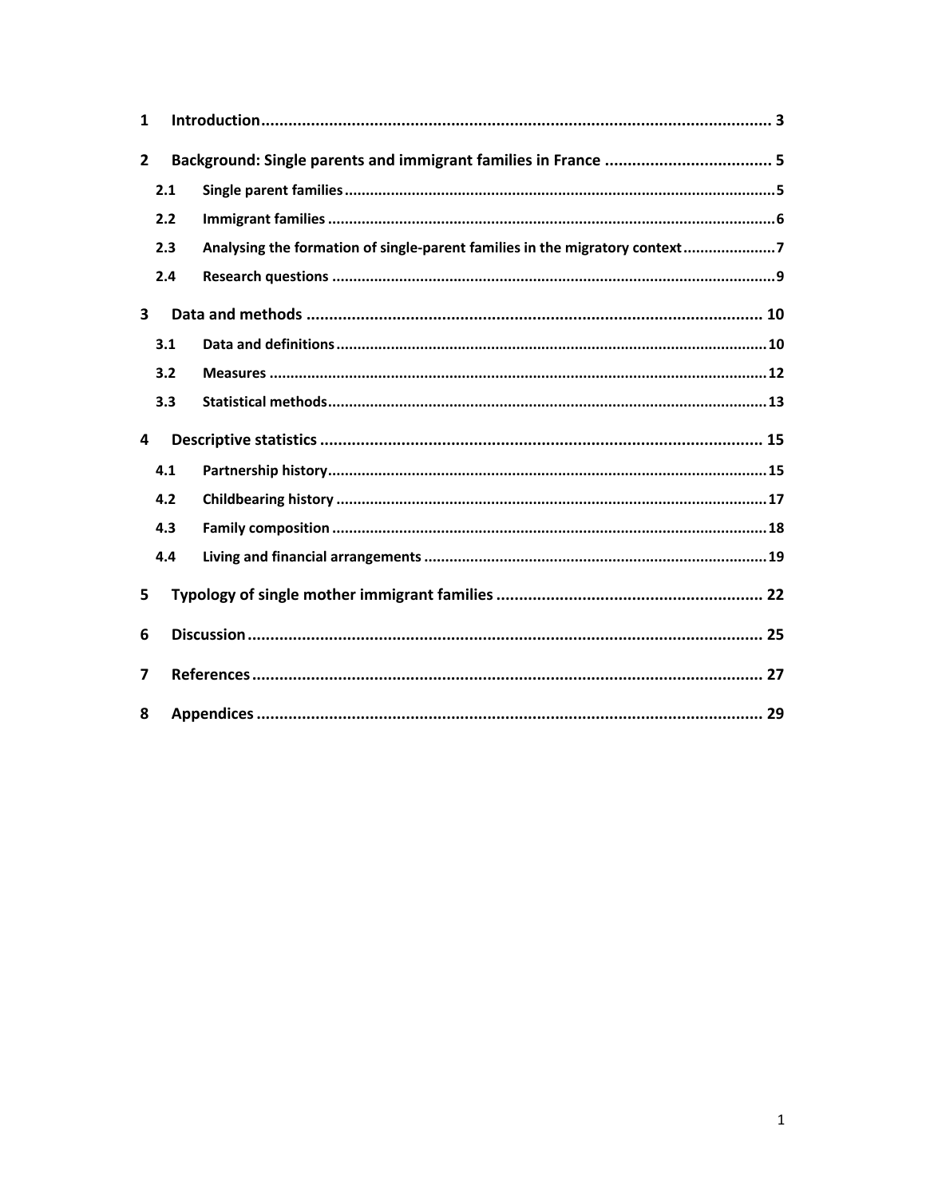1 Introduction ........................................................................................................ 3

2 Background: Single parents and immigrant families in France ....................................... 5

  2.1 Single parent families ........................................................................................ 5

  2.2 Immigrant families ............................................................................................. 6

  2.3 Analysing the formation of single-parent families in the migratory context ...................... 7

  2.4 Research questions ............................................................................................ 9

3 Data and methods .................................................................................................. 10

  3.1 Data and definitions .......................................................................................... 10

  3.2 Measures ........................................................................................................ 12

  3.3 Statistical methods ............................................................................................ 13

4 Descriptive statistics ............................................................................................... 15

  4.1 Partnership history ............................................................................................ 15

  4.2 Childbearing history .......................................................................................... 17

  4.3 Family composition ........................................................................................... 18

  4.4 Living and financial arrangements ........................................................................ 19

5 Typology of single mother immigrant families ............................................................. 22

6 Discussion ............................................................................................................. 25

7 References ............................................................................................................. 27

8 Appendices ............................................................................................................ 29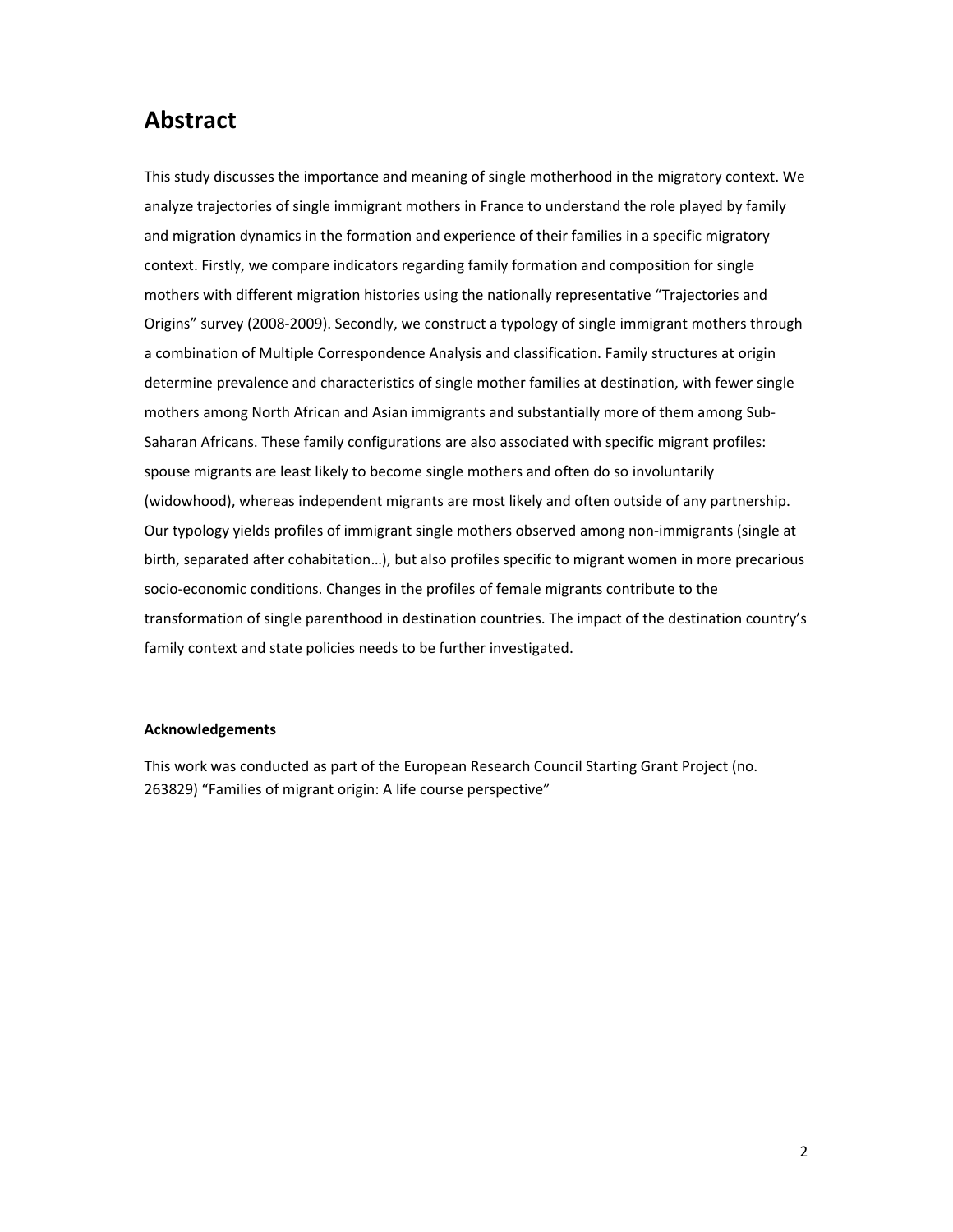# Abstract

This study discusses the importance and meaning of single motherhood in the migratory context. We analyze trajectories of single immigrant mothers in France to understand the role played by family and migration dynamics in the formation and experience of their families in a specific migratory context. Firstly, we compare indicators regarding family formation and composition for single mothers with different migration histories using the nationally representative "Trajectories and Origins" survey (2008-2009). Secondly, we construct a typology of single immigrant mothers through a combination of Multiple Correspondence Analysis and classification. Family structures at origin determine prevalence and characteristics of single mother families at destination, with fewer single mothers among North African and Asian immigrants and substantially more of them among Sub-Saharan Africans. These family configurations are also associated with specific migrant profiles: spouse migrants are least likely to become single mothers and often do so involuntarily (widowhood), whereas independent migrants are most likely and often outside of any partnership. Our typology yields profiles of immigrant single mothers observed among non-immigrants (single at birth, separated after cohabitation…), but also profiles specific to migrant women in more precarious socio-economic conditions. Changes in the profiles of female migrants contribute to the transformation of single parenthood in destination countries. The impact of the destination country's family context and state policies needs to be further investigated.

**Acknowledgements**

This work was conducted as part of the European Research Council Starting Grant Project (no. 263829) "Families of migrant origin: A life course perspective"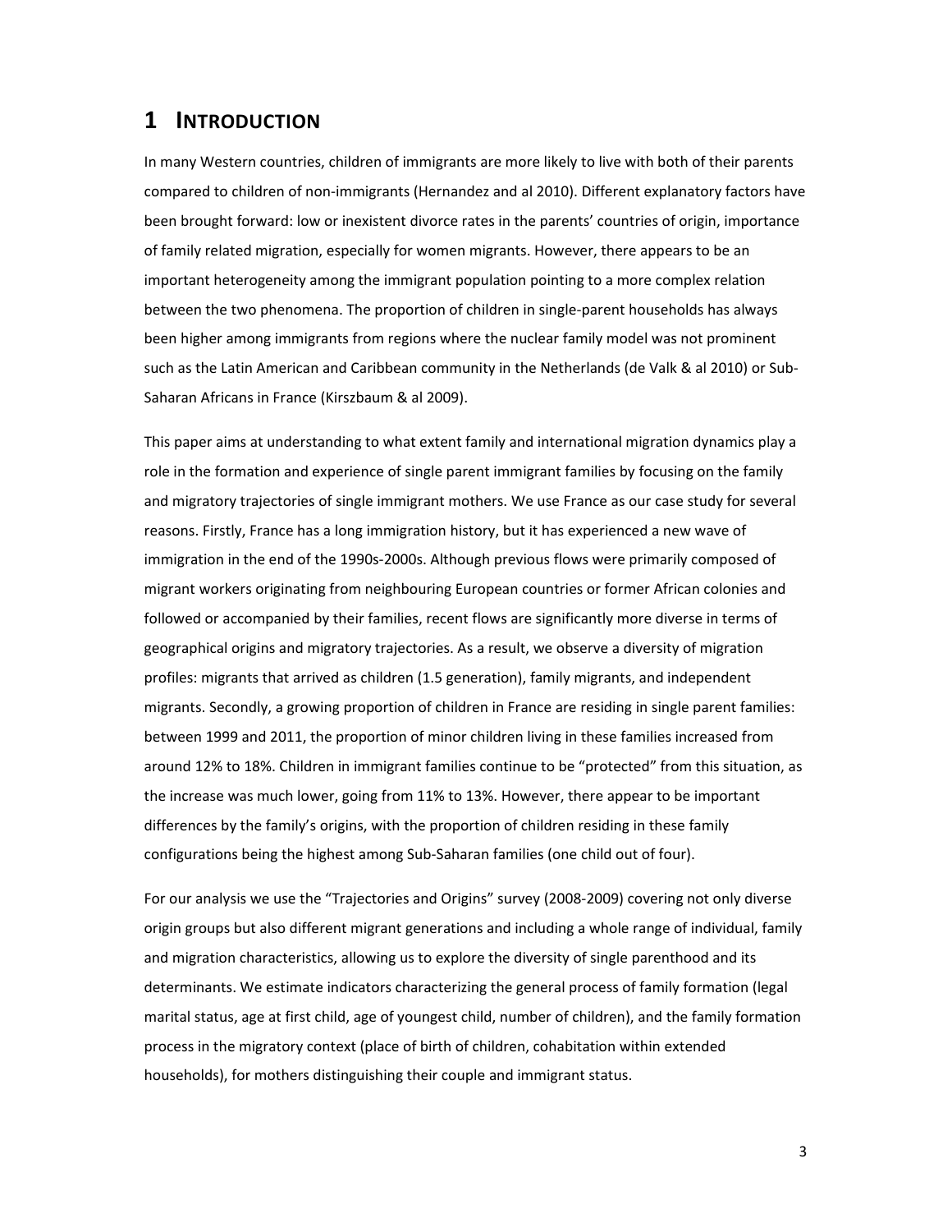# 1 INTRODUCTION

In many Western countries, children of immigrants are more likely to live with both of their parents compared to children of non-immigrants (Hernandez and al 2010). Different explanatory factors have been brought forward: low or inexistent divorce rates in the parents' countries of origin, importance of family related migration, especially for women migrants. However, there appears to be an important heterogeneity among the immigrant population pointing to a more complex relation between the two phenomena. The proportion of children in single-parent households has always been higher among immigrants from regions where the nuclear family model was not prominent such as the Latin American and Caribbean community in the Netherlands (de Valk & al 2010) or Sub-Saharan Africans in France (Kirszbaum & al 2009).

This paper aims at understanding to what extent family and international migration dynamics play a role in the formation and experience of single parent immigrant families by focusing on the family and migratory trajectories of single immigrant mothers. We use France as our case study for several reasons. Firstly, France has a long immigration history, but it has experienced a new wave of immigration in the end of the 1990s-2000s. Although previous flows were primarily composed of migrant workers originating from neighbouring European countries or former African colonies and followed or accompanied by their families, recent flows are significantly more diverse in terms of geographical origins and migratory trajectories. As a result, we observe a diversity of migration profiles: migrants that arrived as children (1.5 generation), family migrants, and independent migrants. Secondly, a growing proportion of children in France are residing in single parent families: between 1999 and 2011, the proportion of minor children living in these families increased from around 12% to 18%. Children in immigrant families continue to be "protected" from this situation, as the increase was much lower, going from 11% to 13%. However, there appear to be important differences by the family's origins, with the proportion of children residing in these family configurations being the highest among Sub-Saharan families (one child out of four).

For our analysis we use the "Trajectories and Origins" survey (2008-2009) covering not only diverse origin groups but also different migrant generations and including a whole range of individual, family and migration characteristics, allowing us to explore the diversity of single parenthood and its determinants. We estimate indicators characterizing the general process of family formation (legal marital status, age at first child, age of youngest child, number of children), and the family formation process in the migratory context (place of birth of children, cohabitation within extended households), for mothers distinguishing their couple and immigrant status.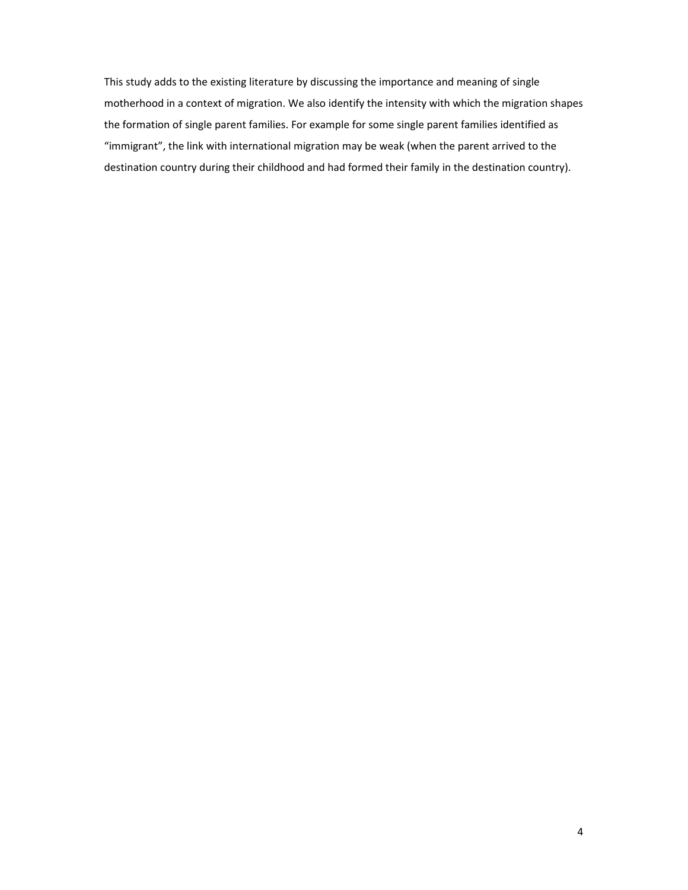This study adds to the existing literature by discussing the importance and meaning of single motherhood in a context of migration. We also identify the intensity with which the migration shapes the formation of single parent families. For example for some single parent families identified as "immigrant", the link with international migration may be weak (when the parent arrived to the destination country during their childhood and had formed their family in the destination country).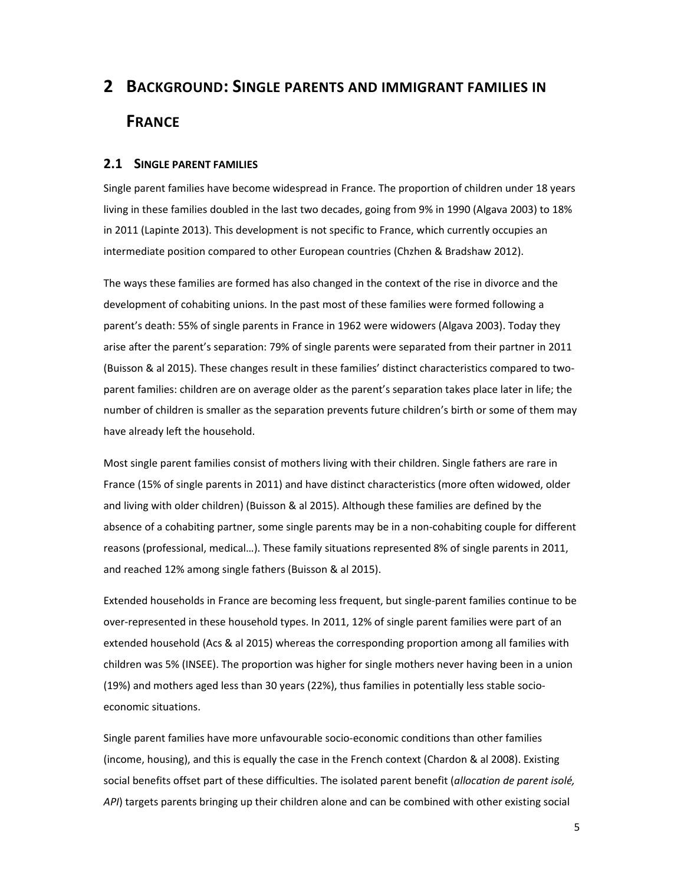# 2 BACKGROUND: SINGLE PARENTS AND IMMIGRANT FAMILIES IN FRANCE

## 2.1 SINGLE PARENT FAMILIES

Single parent families have become widespread in France. The proportion of children under 18 years living in these families doubled in the last two decades, going from 9% in 1990 (Algava 2003) to 18% in 2011 (Lapinte 2013). This development is not specific to France, which currently occupies an intermediate position compared to other European countries (Chzhen & Bradshaw 2012).

The ways these families are formed has also changed in the context of the rise in divorce and the development of cohabiting unions. In the past most of these families were formed following a parent's death: 55% of single parents in France in 1962 were widowers (Algava 2003). Today they arise after the parent's separation: 79% of single parents were separated from their partner in 2011 (Buisson & al 2015). These changes result in these families' distinct characteristics compared to two-parent families: children are on average older as the parent's separation takes place later in life; the number of children is smaller as the separation prevents future children's birth or some of them may have already left the household.

Most single parent families consist of mothers living with their children. Single fathers are rare in France (15% of single parents in 2011) and have distinct characteristics (more often widowed, older and living with older children) (Buisson & al 2015). Although these families are defined by the absence of a cohabiting partner, some single parents may be in a non-cohabiting couple for different reasons (professional, medical…). These family situations represented 8% of single parents in 2011, and reached 12% among single fathers (Buisson & al 2015).

Extended households in France are becoming less frequent, but single-parent families continue to be over-represented in these household types. In 2011, 12% of single parent families were part of an extended household (Acs & al 2015) whereas the corresponding proportion among all families with children was 5% (INSEE). The proportion was higher for single mothers never having been in a union (19%) and mothers aged less than 30 years (22%), thus families in potentially less stable socio-economic situations.

Single parent families have more unfavourable socio-economic conditions than other families (income, housing), and this is equally the case in the French context (Chardon & al 2008). Existing social benefits offset part of these difficulties. The isolated parent benefit (*allocation de parent isolé, API*) targets parents bringing up their children alone and can be combined with other existing social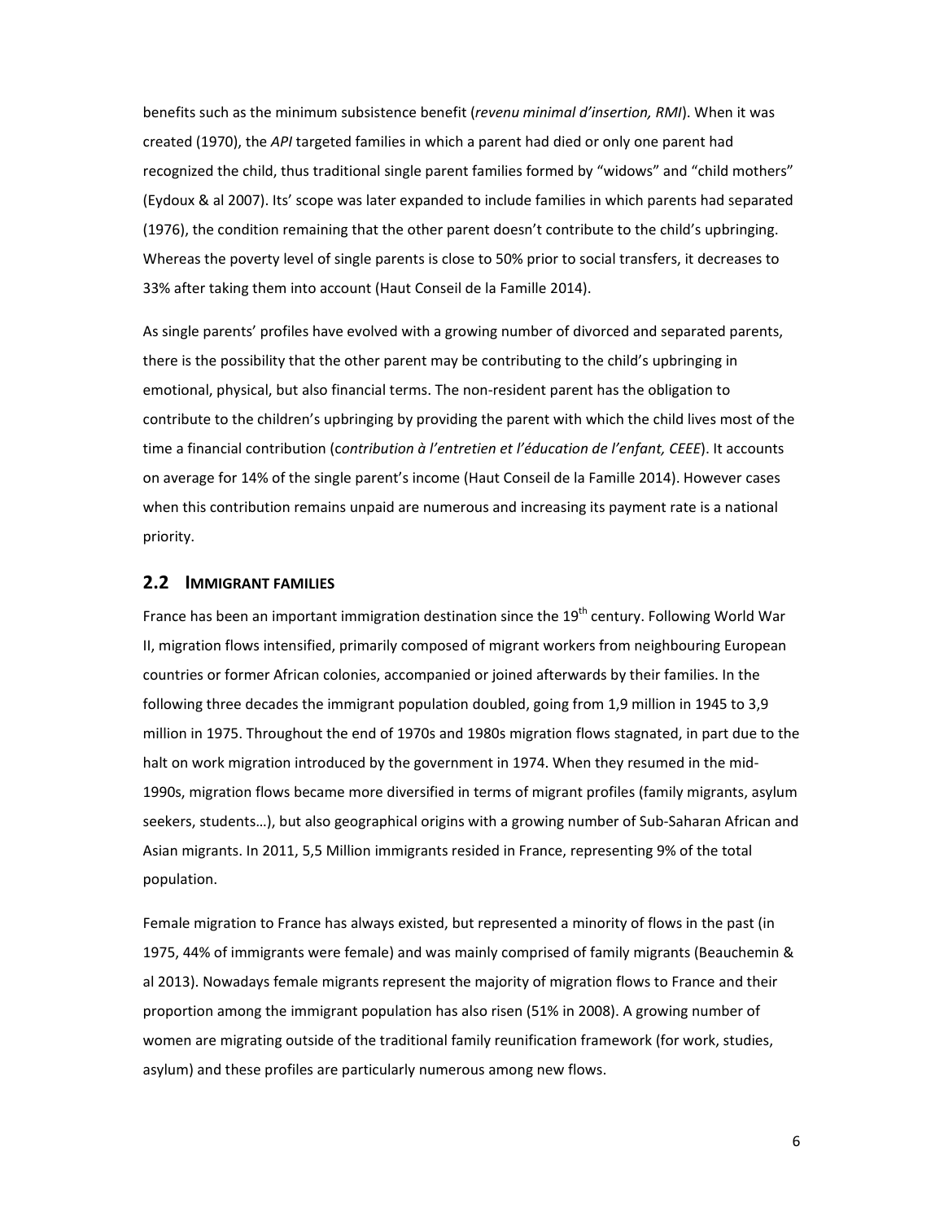benefits such as the minimum subsistence benefit (*revenu minimal d'insertion, RMI*). When it was created (1970), the *API* targeted families in which a parent had died or only one parent had recognized the child, thus traditional single parent families formed by "widows" and "child mothers" (Eydoux & al 2007). Its' scope was later expanded to include families in which parents had separated (1976), the condition remaining that the other parent doesn't contribute to the child's upbringing. Whereas the poverty level of single parents is close to 50% prior to social transfers, it decreases to 33% after taking them into account (Haut Conseil de la Famille 2014).

As single parents' profiles have evolved with a growing number of divorced and separated parents, there is the possibility that the other parent may be contributing to the child's upbringing in emotional, physical, but also financial terms. The non-resident parent has the obligation to contribute to the children's upbringing by providing the parent with which the child lives most of the time a financial contribution (*contribution à l'entretien et l'éducation de l'enfant, CEEE*). It accounts on average for 14% of the single parent's income (Haut Conseil de la Famille 2014). However cases when this contribution remains unpaid are numerous and increasing its payment rate is a national priority.

## 2.2 Immigrant families

France has been an important immigration destination since the 19th century. Following World War II, migration flows intensified, primarily composed of migrant workers from neighbouring European countries or former African colonies, accompanied or joined afterwards by their families. In the following three decades the immigrant population doubled, going from 1,9 million in 1945 to 3,9 million in 1975. Throughout the end of 1970s and 1980s migration flows stagnated, in part due to the halt on work migration introduced by the government in 1974. When they resumed in the mid-1990s, migration flows became more diversified in terms of migrant profiles (family migrants, asylum seekers, students…), but also geographical origins with a growing number of Sub-Saharan African and Asian migrants. In 2011, 5,5 Million immigrants resided in France, representing 9% of the total population.

Female migration to France has always existed, but represented a minority of flows in the past (in 1975, 44% of immigrants were female) and was mainly comprised of family migrants (Beauchemin & al 2013). Nowadays female migrants represent the majority of migration flows to France and their proportion among the immigrant population has also risen (51% in 2008). A growing number of women are migrating outside of the traditional family reunification framework (for work, studies, asylum) and these profiles are particularly numerous among new flows.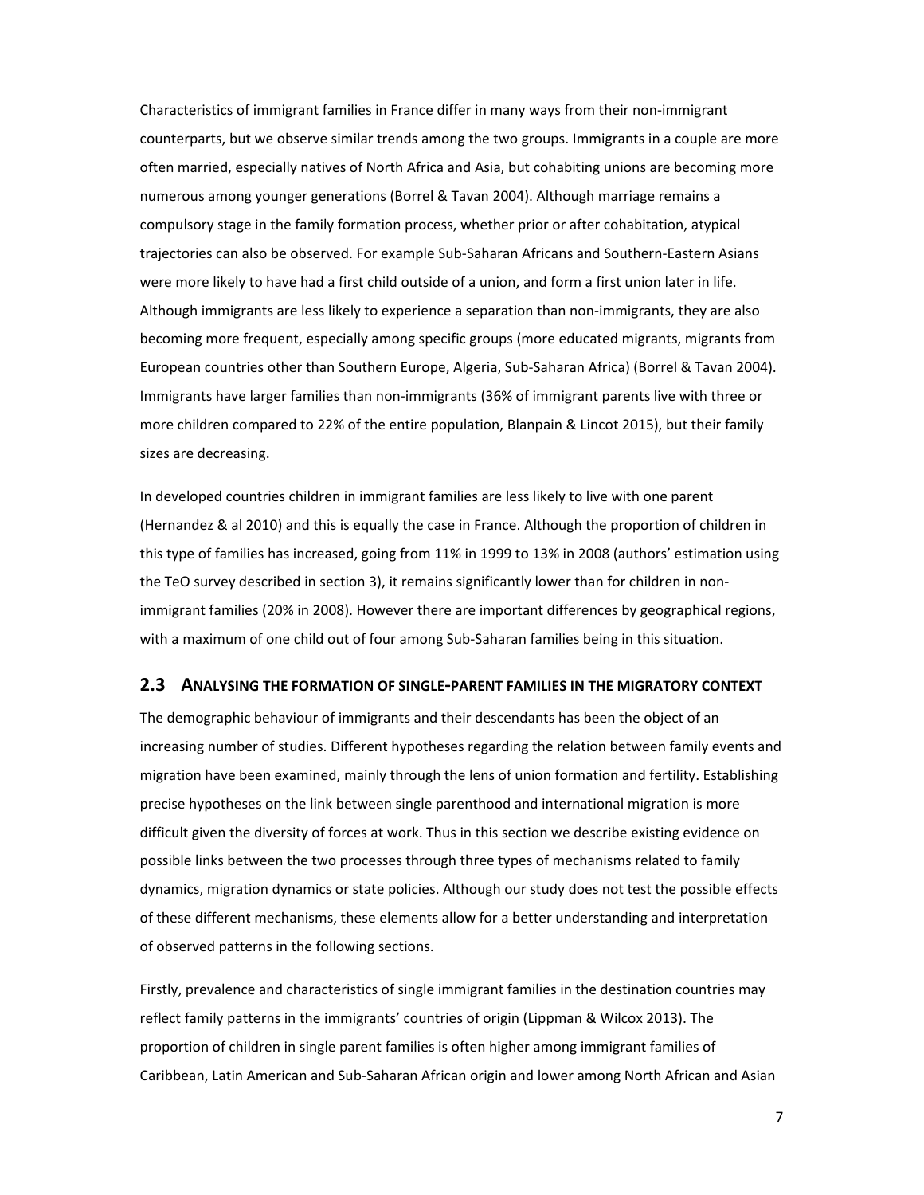Characteristics of immigrant families in France differ in many ways from their non-immigrant counterparts, but we observe similar trends among the two groups. Immigrants in a couple are more often married, especially natives of North Africa and Asia, but cohabiting unions are becoming more numerous among younger generations (Borrel & Tavan 2004). Although marriage remains a compulsory stage in the family formation process, whether prior or after cohabitation, atypical trajectories can also be observed. For example Sub-Saharan Africans and Southern-Eastern Asians were more likely to have had a first child outside of a union, and form a first union later in life. Although immigrants are less likely to experience a separation than non-immigrants, they are also becoming more frequent, especially among specific groups (more educated migrants, migrants from European countries other than Southern Europe, Algeria, Sub-Saharan Africa) (Borrel & Tavan 2004). Immigrants have larger families than non-immigrants (36% of immigrant parents live with three or more children compared to 22% of the entire population, Blanpain & Lincot 2015), but their family sizes are decreasing.

In developed countries children in immigrant families are less likely to live with one parent (Hernandez & al 2010) and this is equally the case in France. Although the proportion of children in this type of families has increased, going from 11% in 1999 to 13% in 2008 (authors' estimation using the TeO survey described in section 3), it remains significantly lower than for children in non-immigrant families (20% in 2008). However there are important differences by geographical regions, with a maximum of one child out of four among Sub-Saharan families being in this situation.

## 2.3 Analysing the formation of single-parent families in the migratory context

The demographic behaviour of immigrants and their descendants has been the object of an increasing number of studies. Different hypotheses regarding the relation between family events and migration have been examined, mainly through the lens of union formation and fertility. Establishing precise hypotheses on the link between single parenthood and international migration is more difficult given the diversity of forces at work. Thus in this section we describe existing evidence on possible links between the two processes through three types of mechanisms related to family dynamics, migration dynamics or state policies. Although our study does not test the possible effects of these different mechanisms, these elements allow for a better understanding and interpretation of observed patterns in the following sections.

Firstly, prevalence and characteristics of single immigrant families in the destination countries may reflect family patterns in the immigrants' countries of origin (Lippman & Wilcox 2013). The proportion of children in single parent families is often higher among immigrant families of Caribbean, Latin American and Sub-Saharan African origin and lower among North African and Asian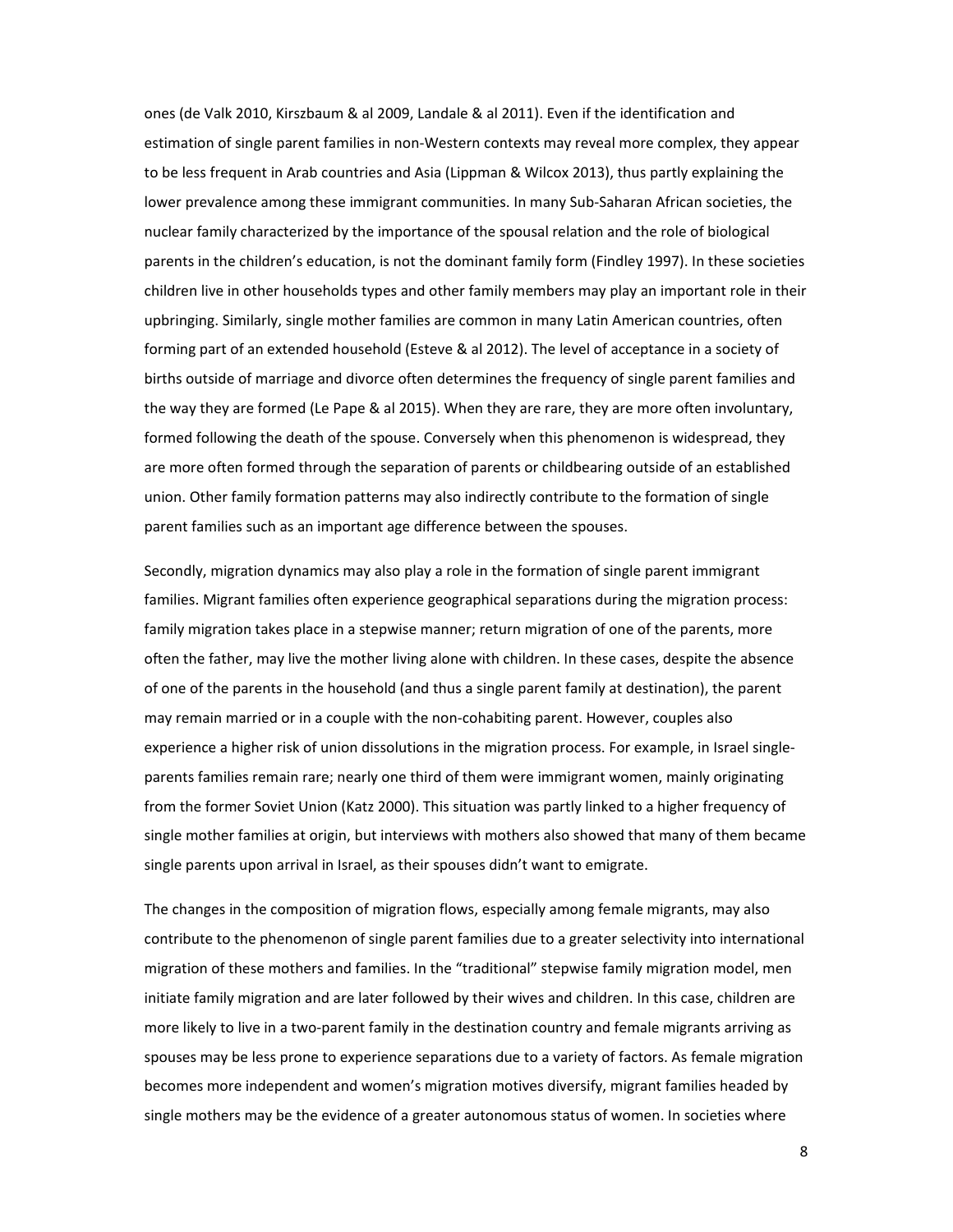ones (de Valk 2010, Kirszbaum & al 2009, Landale & al 2011). Even if the identification and estimation of single parent families in non-Western contexts may reveal more complex, they appear to be less frequent in Arab countries and Asia (Lippman & Wilcox 2013), thus partly explaining the lower prevalence among these immigrant communities. In many Sub-Saharan African societies, the nuclear family characterized by the importance of the spousal relation and the role of biological parents in the children's education, is not the dominant family form (Findley 1997). In these societies children live in other households types and other family members may play an important role in their upbringing. Similarly, single mother families are common in many Latin American countries, often forming part of an extended household (Esteve & al 2012). The level of acceptance in a society of births outside of marriage and divorce often determines the frequency of single parent families and the way they are formed (Le Pape & al 2015). When they are rare, they are more often involuntary, formed following the death of the spouse. Conversely when this phenomenon is widespread, they are more often formed through the separation of parents or childbearing outside of an established union. Other family formation patterns may also indirectly contribute to the formation of single parent families such as an important age difference between the spouses.

Secondly, migration dynamics may also play a role in the formation of single parent immigrant families. Migrant families often experience geographical separations during the migration process: family migration takes place in a stepwise manner; return migration of one of the parents, more often the father, may live the mother living alone with children. In these cases, despite the absence of one of the parents in the household (and thus a single parent family at destination), the parent may remain married or in a couple with the non-cohabiting parent. However, couples also experience a higher risk of union dissolutions in the migration process. For example, in Israel single-parents families remain rare; nearly one third of them were immigrant women, mainly originating from the former Soviet Union (Katz 2000). This situation was partly linked to a higher frequency of single mother families at origin, but interviews with mothers also showed that many of them became single parents upon arrival in Israel, as their spouses didn't want to emigrate.

The changes in the composition of migration flows, especially among female migrants, may also contribute to the phenomenon of single parent families due to a greater selectivity into international migration of these mothers and families. In the "traditional" stepwise family migration model, men initiate family migration and are later followed by their wives and children. In this case, children are more likely to live in a two-parent family in the destination country and female migrants arriving as spouses may be less prone to experience separations due to a variety of factors. As female migration becomes more independent and women's migration motives diversify, migrant families headed by single mothers may be the evidence of a greater autonomous status of women. In societies where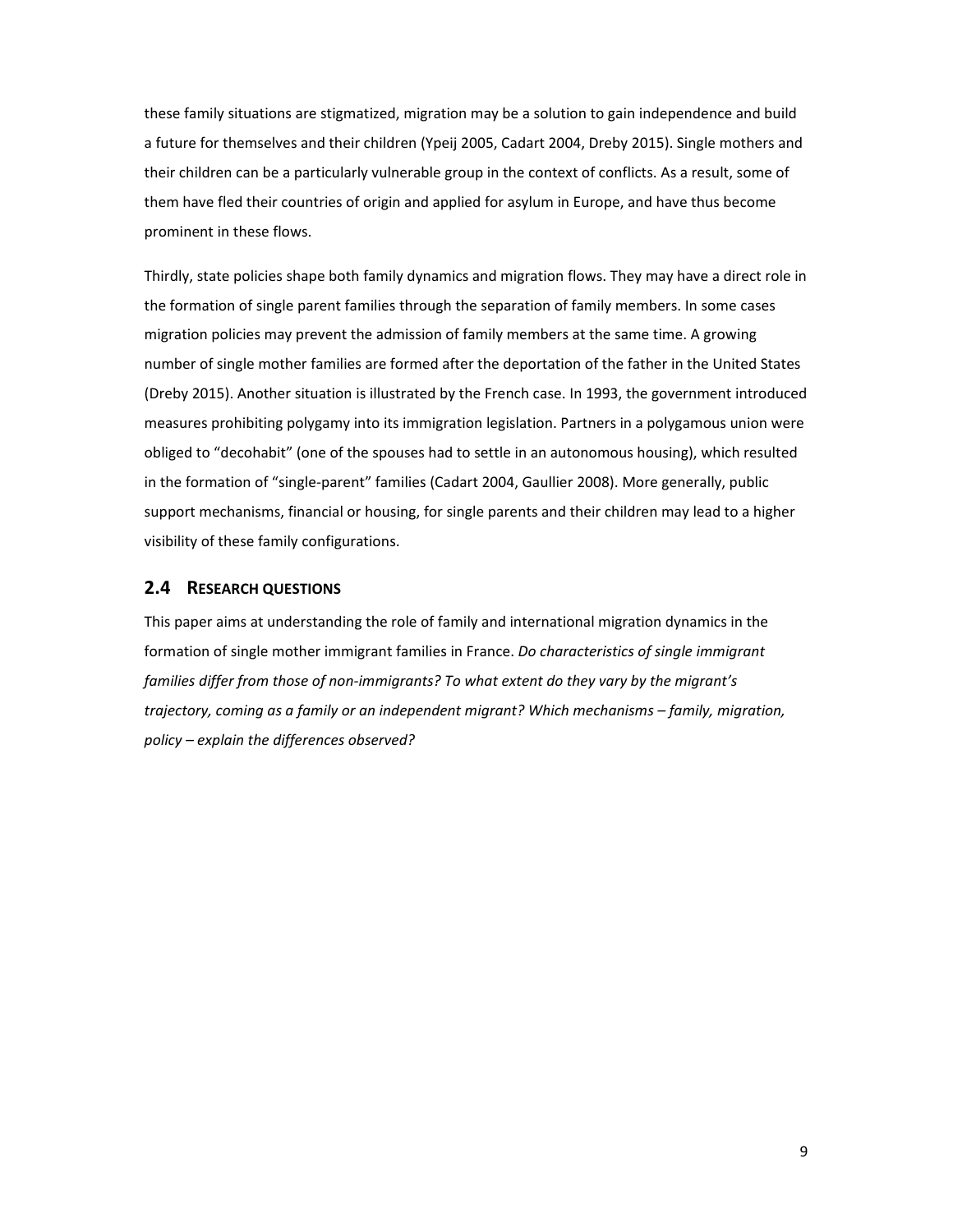these family situations are stigmatized, migration may be a solution to gain independence and build a future for themselves and their children (Ypeij 2005, Cadart 2004, Dreby 2015). Single mothers and their children can be a particularly vulnerable group in the context of conflicts. As a result, some of them have fled their countries of origin and applied for asylum in Europe, and have thus become prominent in these flows.

Thirdly, state policies shape both family dynamics and migration flows. They may have a direct role in the formation of single parent families through the separation of family members. In some cases migration policies may prevent the admission of family members at the same time. A growing number of single mother families are formed after the deportation of the father in the United States (Dreby 2015). Another situation is illustrated by the French case. In 1993, the government introduced measures prohibiting polygamy into its immigration legislation. Partners in a polygamous union were obliged to "decohabit" (one of the spouses had to settle in an autonomous housing), which resulted in the formation of "single-parent" families (Cadart 2004, Gaullier 2008). More generally, public support mechanisms, financial or housing, for single parents and their children may lead to a higher visibility of these family configurations.

## 2.4 Research questions

This paper aims at understanding the role of family and international migration dynamics in the formation of single mother immigrant families in France. *Do characteristics of single immigrant families differ from those of non-immigrants? To what extent do they vary by the migrant's trajectory, coming as a family or an independent migrant? Which mechanisms – family, migration, policy – explain the differences observed?*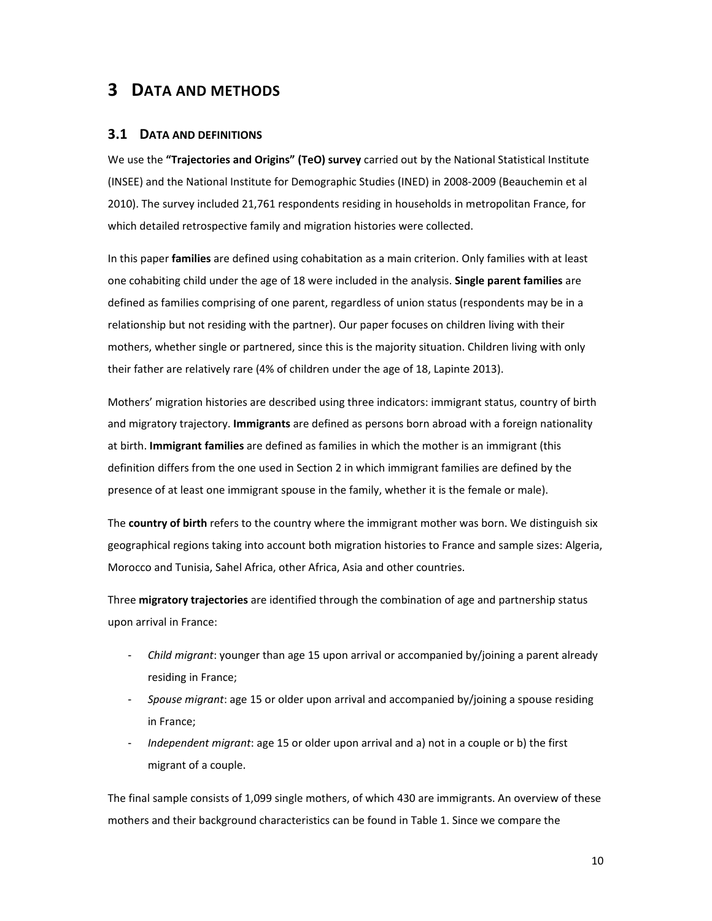# 3 DATA AND METHODS

## 3.1 DATA AND DEFINITIONS

We use the **"Trajectories and Origins" (TeO) survey** carried out by the National Statistical Institute (INSEE) and the National Institute for Demographic Studies (INED) in 2008-2009 (Beauchemin et al 2010). The survey included 21,761 respondents residing in households in metropolitan France, for which detailed retrospective family and migration histories were collected.

In this paper **families** are defined using cohabitation as a main criterion. Only families with at least one cohabiting child under the age of 18 were included in the analysis. **Single parent families** are defined as families comprising of one parent, regardless of union status (respondents may be in a relationship but not residing with the partner). Our paper focuses on children living with their mothers, whether single or partnered, since this is the majority situation. Children living with only their father are relatively rare (4% of children under the age of 18, Lapinte 2013).

Mothers' migration histories are described using three indicators: immigrant status, country of birth and migratory trajectory. **Immigrants** are defined as persons born abroad with a foreign nationality at birth. **Immigrant families** are defined as families in which the mother is an immigrant (this definition differs from the one used in Section 2 in which immigrant families are defined by the presence of at least one immigrant spouse in the family, whether it is the female or male).

The **country of birth** refers to the country where the immigrant mother was born. We distinguish six geographical regions taking into account both migration histories to France and sample sizes: Algeria, Morocco and Tunisia, Sahel Africa, other Africa, Asia and other countries.

Three **migratory trajectories** are identified through the combination of age and partnership status upon arrival in France:

- *Child migrant*: younger than age 15 upon arrival or accompanied by/joining a parent already residing in France;
- *Spouse migrant*: age 15 or older upon arrival and accompanied by/joining a spouse residing in France;
- *Independent migrant*: age 15 or older upon arrival and a) not in a couple or b) the first migrant of a couple.

The final sample consists of 1,099 single mothers, of which 430 are immigrants. An overview of these mothers and their background characteristics can be found in Table 1. Since we compare the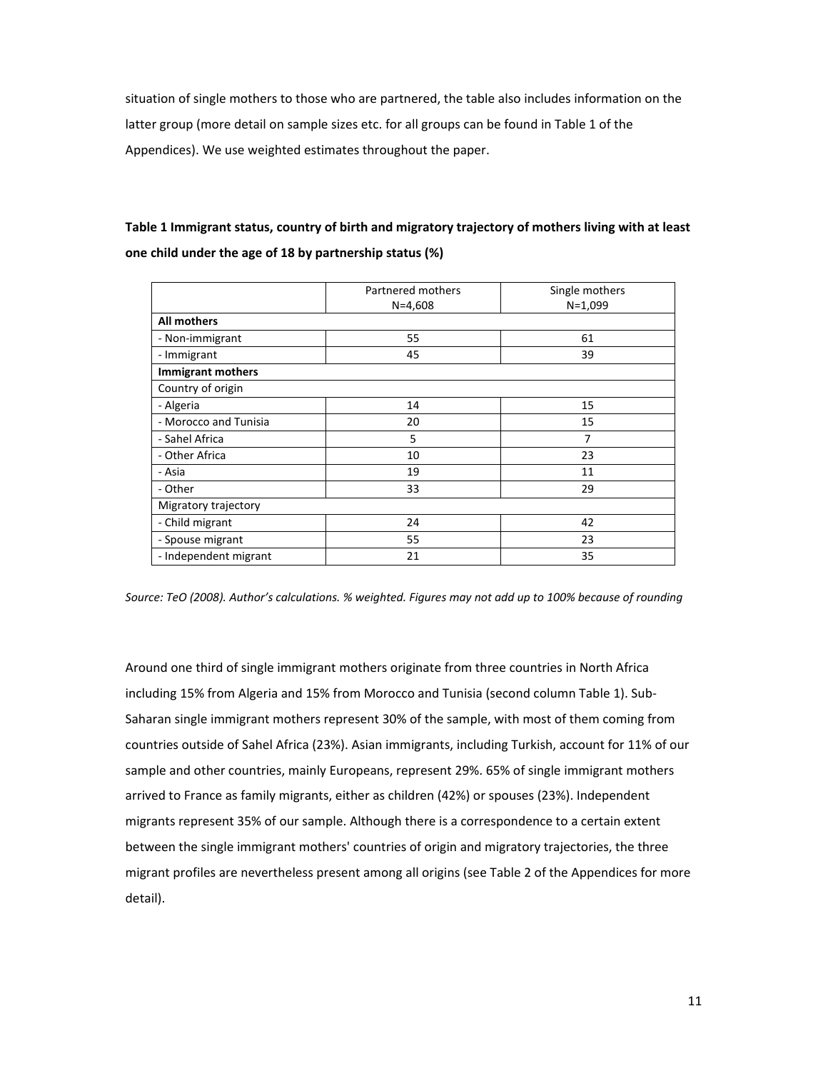situation of single mothers to those who are partnered, the table also includes information on the latter group (more detail on sample sizes etc. for all groups can be found in Table 1 of the Appendices). We use weighted estimates throughout the paper.

**Table 1 Immigrant status, country of birth and migratory trajectory of mothers living with at least one child under the age of 18 by partnership status (%)**

| | Partnered mothers N=4,608 | Single mothers N=1,099 |
|---|---|---|
| **All mothers** | | |
| - Non-immigrant | 55 | 61 |
| - Immigrant | 45 | 39 |
| **Immigrant mothers** | | |
| Country of origin | | |
| - Algeria | 14 | 15 |
| - Morocco and Tunisia | 20 | 15 |
| - Sahel Africa | 5 | 7 |
| - Other Africa | 10 | 23 |
| - Asia | 19 | 11 |
| - Other | 33 | 29 |
| Migratory trajectory | | |
| - Child migrant | 24 | 42 |
| - Spouse migrant | 55 | 23 |
| - Independent migrant | 21 | 35 |

*Source: TeO (2008). Author's calculations. % weighted. Figures may not add up to 100% because of rounding*

Around one third of single immigrant mothers originate from three countries in North Africa including 15% from Algeria and 15% from Morocco and Tunisia (second column Table 1). Sub-Saharan single immigrant mothers represent 30% of the sample, with most of them coming from countries outside of Sahel Africa (23%). Asian immigrants, including Turkish, account for 11% of our sample and other countries, mainly Europeans, represent 29%. 65% of single immigrant mothers arrived to France as family migrants, either as children (42%) or spouses (23%). Independent migrants represent 35% of our sample. Although there is a correspondence to a certain extent between the single immigrant mothers' countries of origin and migratory trajectories, the three migrant profiles are nevertheless present among all origins (see Table 2 of the Appendices for more detail).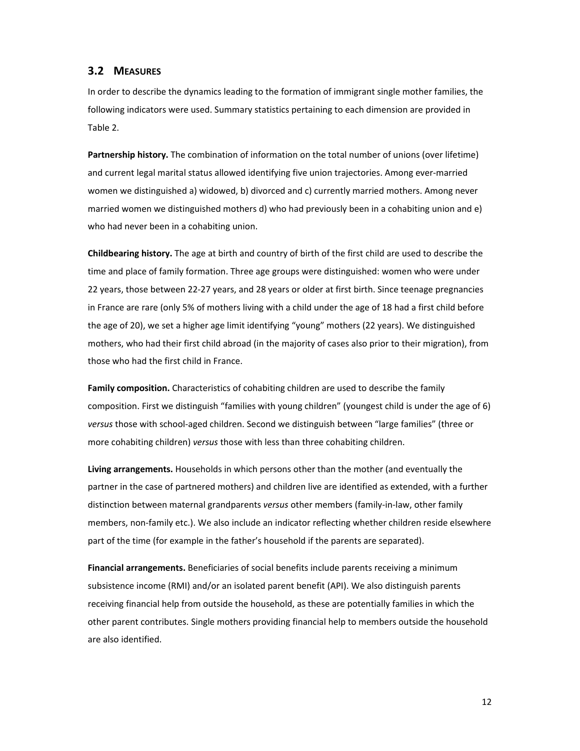## 3.2 MEASURES

In order to describe the dynamics leading to the formation of immigrant single mother families, the following indicators were used. Summary statistics pertaining to each dimension are provided in Table 2.

**Partnership history.** The combination of information on the total number of unions (over lifetime) and current legal marital status allowed identifying five union trajectories. Among ever-married women we distinguished a) widowed, b) divorced and c) currently married mothers. Among never married women we distinguished mothers d) who had previously been in a cohabiting union and e) who had never been in a cohabiting union.

**Childbearing history.** The age at birth and country of birth of the first child are used to describe the time and place of family formation. Three age groups were distinguished: women who were under 22 years, those between 22-27 years, and 28 years or older at first birth. Since teenage pregnancies in France are rare (only 5% of mothers living with a child under the age of 18 had a first child before the age of 20), we set a higher age limit identifying "young" mothers (22 years). We distinguished mothers, who had their first child abroad (in the majority of cases also prior to their migration), from those who had the first child in France.

**Family composition.** Characteristics of cohabiting children are used to describe the family composition. First we distinguish "families with young children" (youngest child is under the age of 6) *versus* those with school-aged children. Second we distinguish between "large families" (three or more cohabiting children) *versus* those with less than three cohabiting children.

**Living arrangements.** Households in which persons other than the mother (and eventually the partner in the case of partnered mothers) and children live are identified as extended, with a further distinction between maternal grandparents *versus* other members (family-in-law, other family members, non-family etc.). We also include an indicator reflecting whether children reside elsewhere part of the time (for example in the father's household if the parents are separated).

**Financial arrangements.** Beneficiaries of social benefits include parents receiving a minimum subsistence income (RMI) and/or an isolated parent benefit (API). We also distinguish parents receiving financial help from outside the household, as these are potentially families in which the other parent contributes. Single mothers providing financial help to members outside the household are also identified.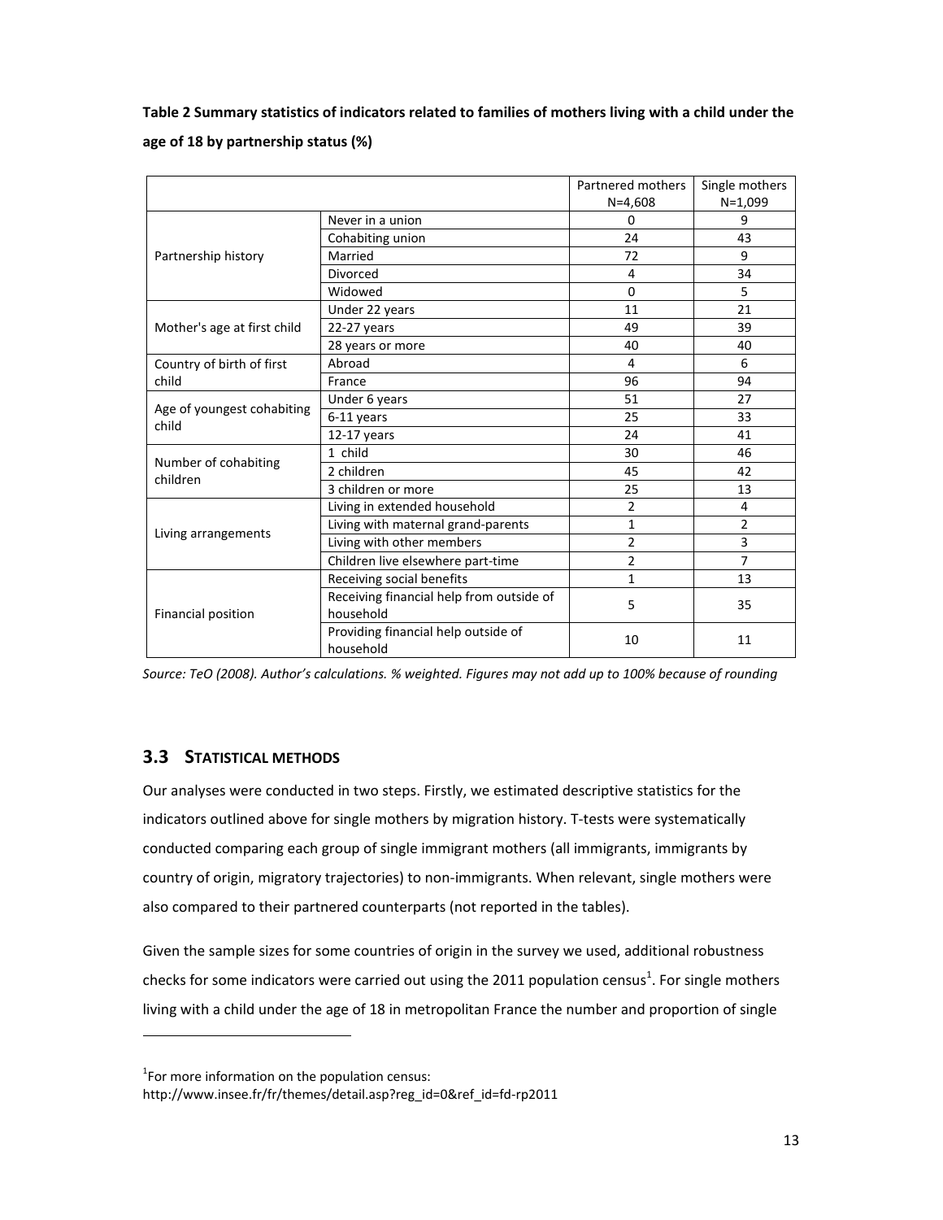**Table 2 Summary statistics of indicators related to families of mothers living with a child under the age of 18 by partnership status (%)**

| | | Partnered mothers N=4,608 | Single mothers N=1,099 |
|---|---|---|---|
| Partnership history | Never in a union | 0 | 9 |
| | Cohabiting union | 24 | 43 |
| | Married | 72 | 9 |
| | Divorced | 4 | 34 |
| | Widowed | 0 | 5 |
| Mother's age at first child | Under 22 years | 11 | 21 |
| | 22-27 years | 49 | 39 |
| | 28 years or more | 40 | 40 |
| Country of birth of first child | Abroad | 4 | 6 |
| | France | 96 | 94 |
| Age of youngest cohabiting child | Under 6 years | 51 | 27 |
| | 6-11 years | 25 | 33 |
| | 12-17 years | 24 | 41 |
| Number of cohabiting children | 1 child | 30 | 46 |
| | 2 children | 45 | 42 |
| | 3 children or more | 25 | 13 |
| Living arrangements | Living in extended household | 2 | 4 |
| | Living with maternal grand-parents | 1 | 2 |
| | Living with other members | 2 | 3 |
| | Children live elsewhere part-time | 2 | 7 |
| Financial position | Receiving social benefits | 1 | 13 |
| | Receiving financial help from outside of household | 5 | 35 |
| | Providing financial help outside of household | 10 | 11 |

*Source: TeO (2008). Author's calculations. % weighted. Figures may not add up to 100% because of rounding*

## 3.3 Statistical methods

Our analyses were conducted in two steps. Firstly, we estimated descriptive statistics for the indicators outlined above for single mothers by migration history. T-tests were systematically conducted comparing each group of single immigrant mothers (all immigrants, immigrants by country of origin, migratory trajectories) to non-immigrants. When relevant, single mothers were also compared to their partnered counterparts (not reported in the tables).

Given the sample sizes for some countries of origin in the survey we used, additional robustness checks for some indicators were carried out using the 2011 population census[1]. For single mothers living with a child under the age of 18 in metropolitan France the number and proportion of single

[1]For more information on the population census:
http://www.insee.fr/fr/themes/detail.asp?reg_id=0&ref_id=fd-rp2011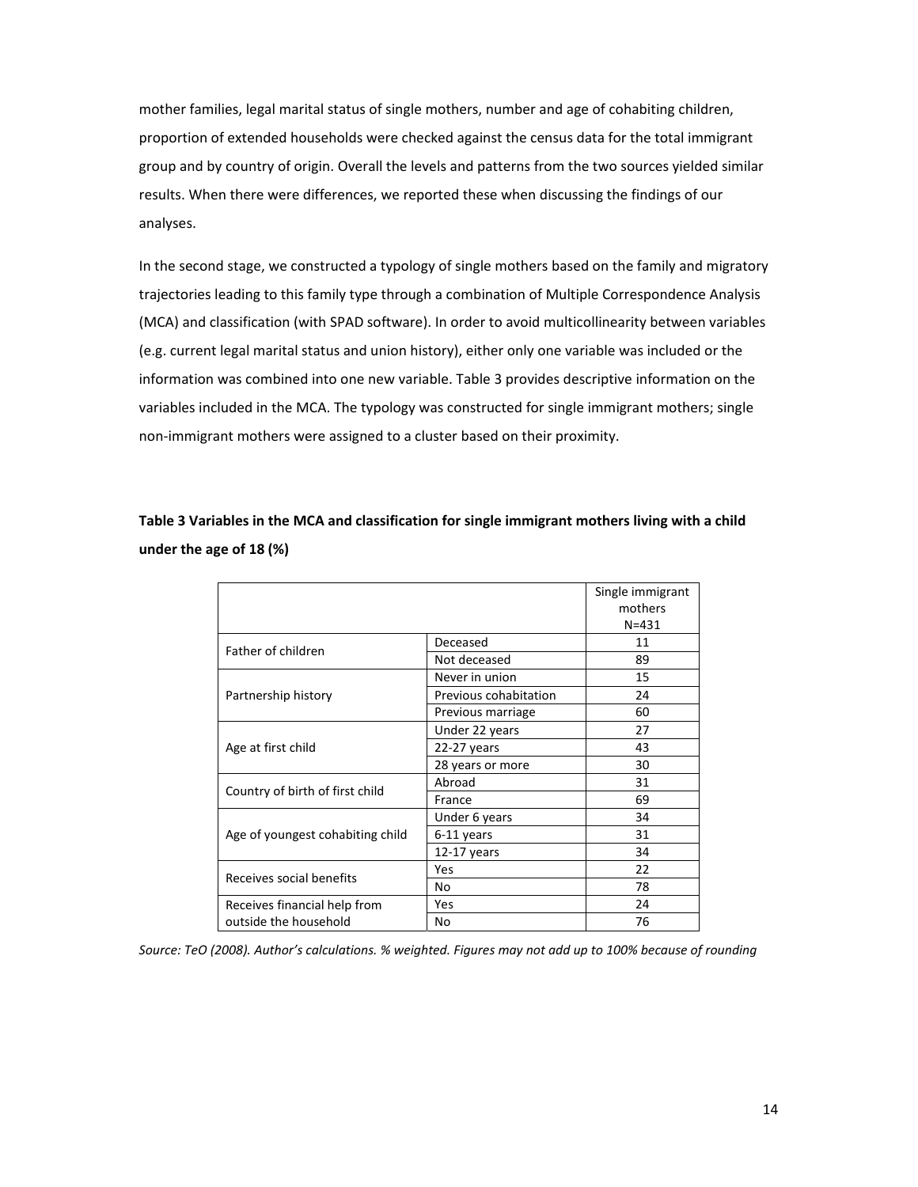mother families, legal marital status of single mothers, number and age of cohabiting children, proportion of extended households were checked against the census data for the total immigrant group and by country of origin. Overall the levels and patterns from the two sources yielded similar results. When there were differences, we reported these when discussing the findings of our analyses.

In the second stage, we constructed a typology of single mothers based on the family and migratory trajectories leading to this family type through a combination of Multiple Correspondence Analysis (MCA) and classification (with SPAD software). In order to avoid multicollinearity between variables (e.g. current legal marital status and union history), either only one variable was included or the information was combined into one new variable. Table 3 provides descriptive information on the variables included in the MCA. The typology was constructed for single immigrant mothers; single non-immigrant mothers were assigned to a cluster based on their proximity.

**Table 3 Variables in the MCA and classification for single immigrant mothers living with a child under the age of 18 (%)**

| | | Single immigrant mothers N=431 |
|---|---|---|
| Father of children | Deceased | 11 |
| | Not deceased | 89 |
| Partnership history | Never in union | 15 |
| | Previous cohabitation | 24 |
| | Previous marriage | 60 |
| Age at first child | Under 22 years | 27 |
| | 22-27 years | 43 |
| | 28 years or more | 30 |
| Country of birth of first child | Abroad | 31 |
| | France | 69 |
| Age of youngest cohabiting child | Under 6 years | 34 |
| | 6-11 years | 31 |
| | 12-17 years | 34 |
| Receives social benefits | Yes | 22 |
| | No | 78 |
| Receives financial help from outside the household | Yes | 24 |
| | No | 76 |

*Source: TeO (2008). Author's calculations. % weighted. Figures may not add up to 100% because of rounding*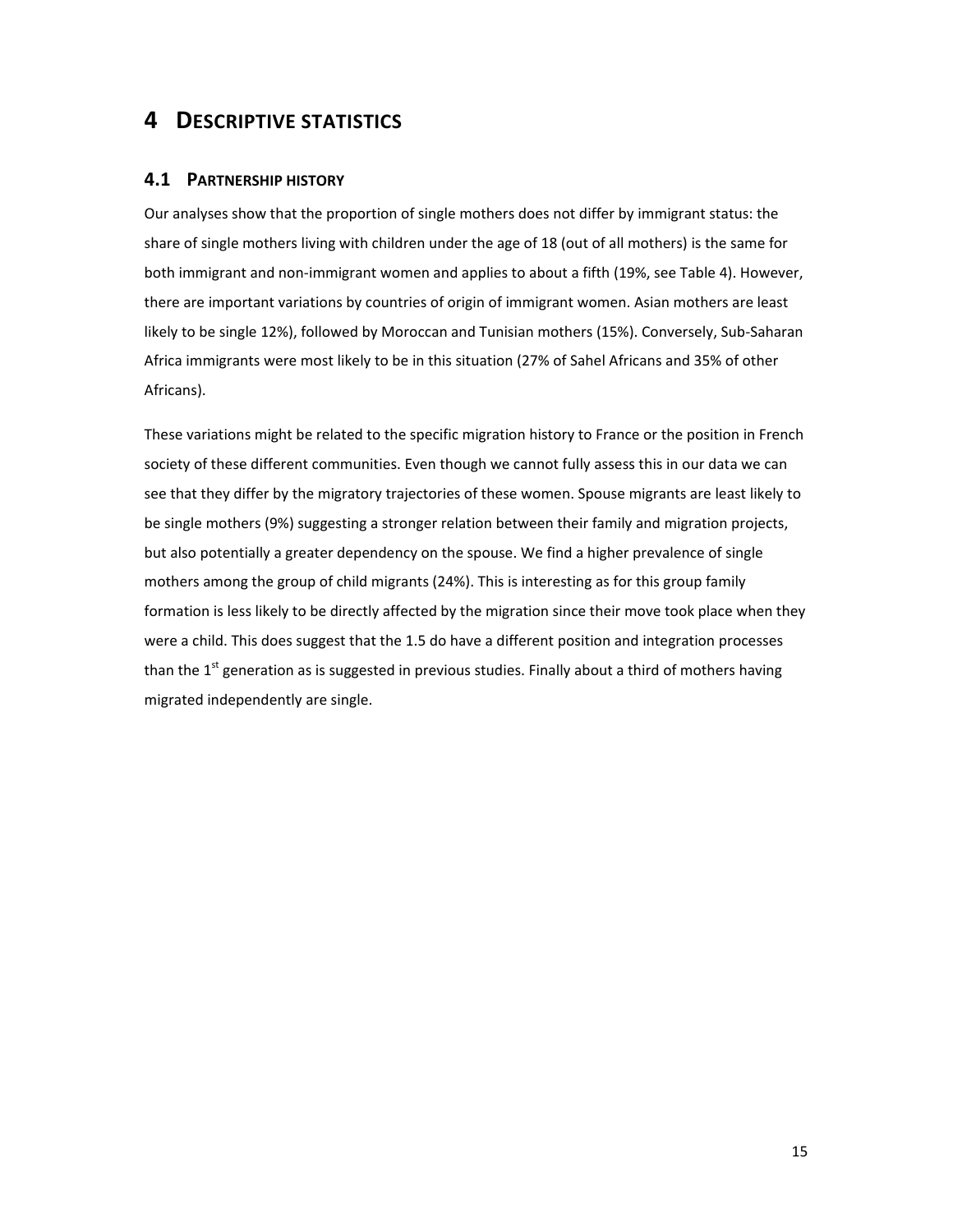# 4 DESCRIPTIVE STATISTICS

## 4.1 PARTNERSHIP HISTORY

Our analyses show that the proportion of single mothers does not differ by immigrant status: the share of single mothers living with children under the age of 18 (out of all mothers) is the same for both immigrant and non-immigrant women and applies to about a fifth (19%, see Table 4). However, there are important variations by countries of origin of immigrant women. Asian mothers are least likely to be single 12%), followed by Moroccan and Tunisian mothers (15%). Conversely, Sub-Saharan Africa immigrants were most likely to be in this situation (27% of Sahel Africans and 35% of other Africans).

These variations might be related to the specific migration history to France or the position in French society of these different communities. Even though we cannot fully assess this in our data we can see that they differ by the migratory trajectories of these women. Spouse migrants are least likely to be single mothers (9%) suggesting a stronger relation between their family and migration projects, but also potentially a greater dependency on the spouse. We find a higher prevalence of single mothers among the group of child migrants (24%). This is interesting as for this group family formation is less likely to be directly affected by the migration since their move took place when they were a child. This does suggest that the 1.5 do have a different position and integration processes than the 1st generation as is suggested in previous studies. Finally about a third of mothers having migrated independently are single.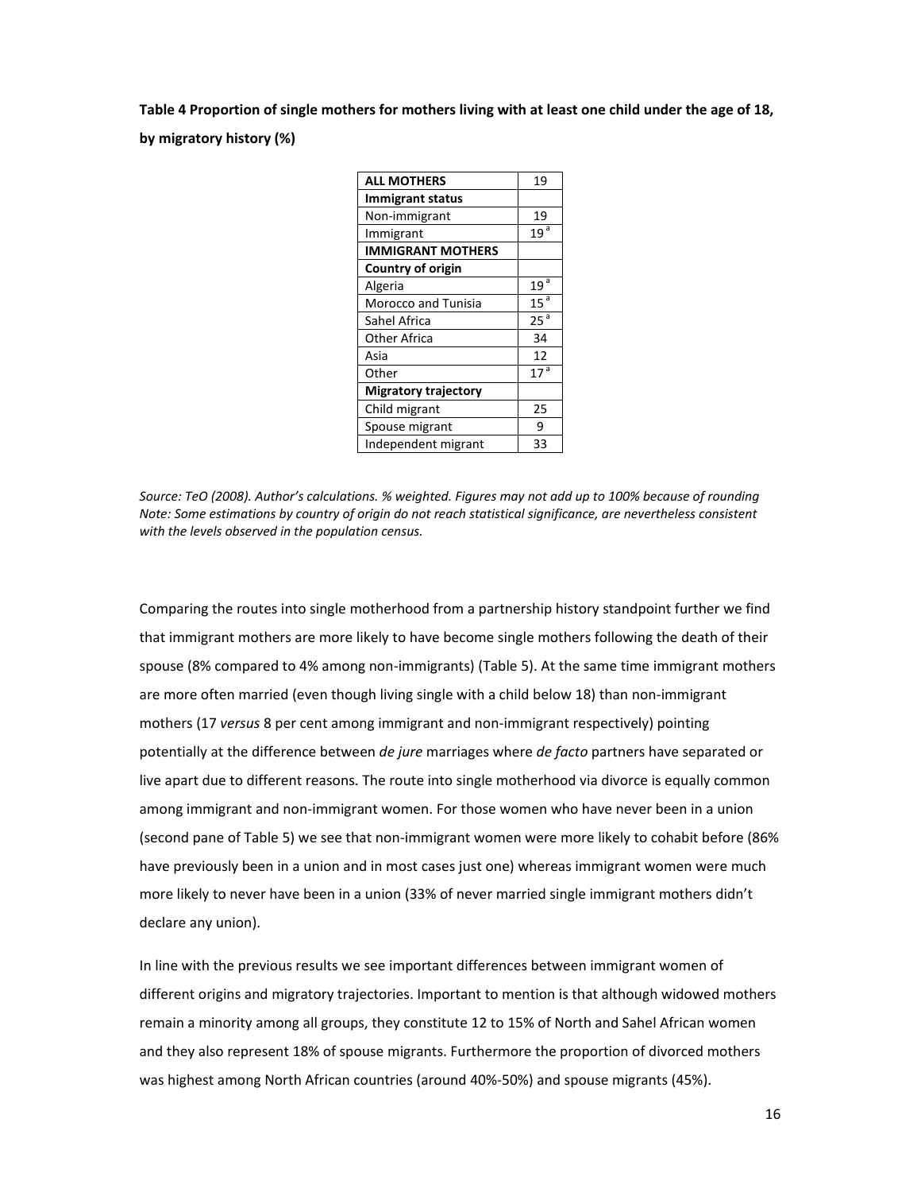**Table 4 Proportion of single mothers for mothers living with at least one child under the age of 18, by migratory history (%)**

| | |
|---|---|
| **ALL MOTHERS** | 19 |
| **Immigrant status** | |
| Non-immigrant | 19 |
| Immigrant | 19 [a] |
| **IMMIGRANT MOTHERS** | |
| **Country of origin** | |
| Algeria | 19 [a] |
| Morocco and Tunisia | 15 [a] |
| Sahel Africa | 25 [a] |
| Other Africa | 34 |
| Asia | 12 |
| Other | 17 [a] |
| **Migratory trajectory** | |
| Child migrant | 25 |
| Spouse migrant | 9 |
| Independent migrant | 33 |

*Source: TeO (2008). Author's calculations. % weighted. Figures may not add up to 100% because of rounding*
*Note: Some estimations by country of origin do not reach statistical significance, are nevertheless consistent with the levels observed in the population census.*

Comparing the routes into single motherhood from a partnership history standpoint further we find that immigrant mothers are more likely to have become single mothers following the death of their spouse (8% compared to 4% among non-immigrants) (Table 5). At the same time immigrant mothers are more often married (even though living single with a child below 18) than non-immigrant mothers (17 *versus* 8 per cent among immigrant and non-immigrant respectively) pointing potentially at the difference between *de jure* marriages where *de facto* partners have separated or live apart due to different reasons. The route into single motherhood via divorce is equally common among immigrant and non-immigrant women. For those women who have never been in a union (second pane of Table 5) we see that non-immigrant women were more likely to cohabit before (86% have previously been in a union and in most cases just one) whereas immigrant women were much more likely to never have been in a union (33% of never married single immigrant mothers didn't declare any union).

In line with the previous results we see important differences between immigrant women of different origins and migratory trajectories. Important to mention is that although widowed mothers remain a minority among all groups, they constitute 12 to 15% of North and Sahel African women and they also represent 18% of spouse migrants. Furthermore the proportion of divorced mothers was highest among North African countries (around 40%-50%) and spouse migrants (45%).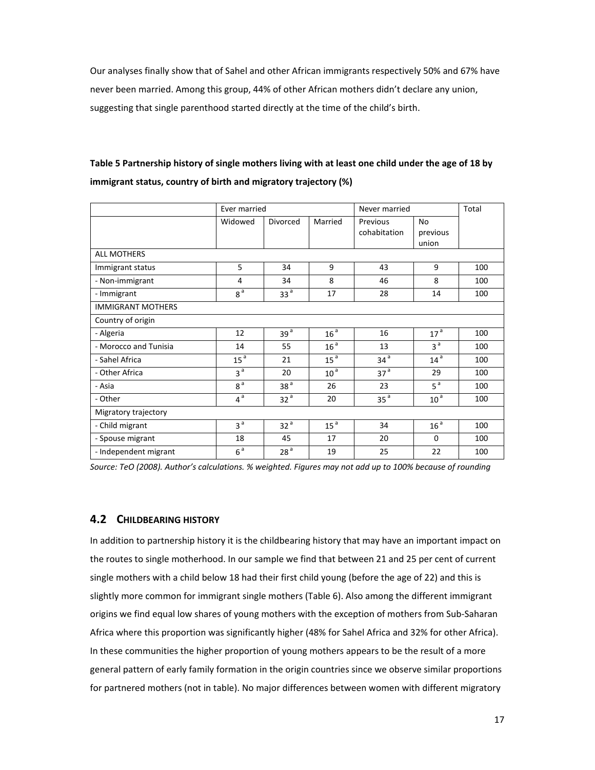Our analyses finally show that of Sahel and other African immigrants respectively 50% and 67% have never been married. Among this group, 44% of other African mothers didn't declare any union, suggesting that single parenthood started directly at the time of the child's birth.

**Table 5 Partnership history of single mothers living with at least one child under the age of 18 by immigrant status, country of birth and migratory trajectory (%)**

| | Ever married | | | Never married | | Total |
|---|---|---|---|---|---|---|
| | Widowed | Divorced | Married | Previous cohabitation | No previous union | |
| ALL MOTHERS | | | | | | |
| Immigrant status | 5 | 34 | 9 | 43 | 9 | 100 |
| - Non-immigrant | 4 | 34 | 8 | 46 | 8 | 100 |
| - Immigrant | 8 [a] | 33 [a] | 17 | 28 | 14 | 100 |
| IMMIGRANT MOTHERS | | | | | | |
| Country of origin | | | | | | |
| - Algeria | 12 | 39 [a] | 16 [a] | 16 | 17 [a] | 100 |
| - Morocco and Tunisia | 14 | 55 | 16 [a] | 13 | 3 [a] | 100 |
| - Sahel Africa | 15 [a] | 21 | 15 [a] | 34 [a] | 14 [a] | 100 |
| - Other Africa | 3 [a] | 20 | 10 [a] | 37 [a] | 29 | 100 |
| - Asia | 8 [a] | 38 [a] | 26 | 23 | 5 [a] | 100 |
| - Other | 4 [a] | 32 [a] | 20 | 35 [a] | 10 [a] | 100 |
| Migratory trajectory | | | | | | |
| - Child migrant | 3 [a] | 32 [a] | 15 [a] | 34 | 16 [a] | 100 |
| - Spouse migrant | 18 | 45 | 17 | 20 | 0 | 100 |
| - Independent migrant | 6 [a] | 28 [a] | 19 | 25 | 22 | 100 |

*Source: TeO (2008). Author's calculations. % weighted. Figures may not add up to 100% because of rounding*

## 4.2 CHILDBEARING HISTORY

In addition to partnership history it is the childbearing history that may have an important impact on the routes to single motherhood. In our sample we find that between 21 and 25 per cent of current single mothers with a child below 18 had their first child young (before the age of 22) and this is slightly more common for immigrant single mothers (Table 6). Also among the different immigrant origins we find equal low shares of young mothers with the exception of mothers from Sub-Saharan Africa where this proportion was significantly higher (48% for Sahel Africa and 32% for other Africa). In these communities the higher proportion of young mothers appears to be the result of a more general pattern of early family formation in the origin countries since we observe similar proportions for partnered mothers (not in table). No major differences between women with different migratory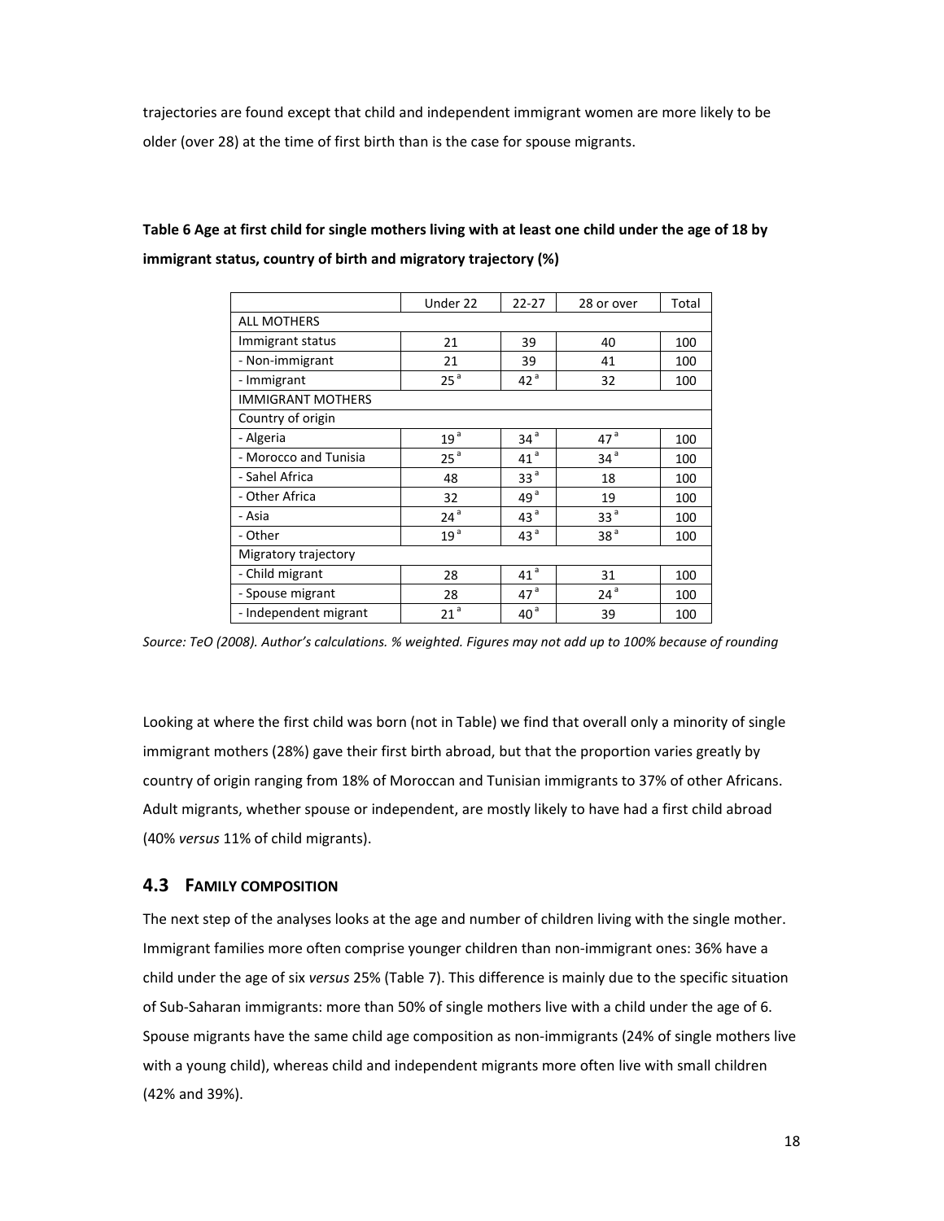trajectories are found except that child and independent immigrant women are more likely to be older (over 28) at the time of first birth than is the case for spouse migrants.

**Table 6 Age at first child for single mothers living with at least one child under the age of 18 by immigrant status, country of birth and migratory trajectory (%)**

| | Under 22 | 22-27 | 28 or over | Total |
|---|---|---|---|---|
| ALL MOTHERS | | | | |
| Immigrant status | 21 | 39 | 40 | 100 |
| - Non-immigrant | 21 | 39 | 41 | 100 |
| - Immigrant | 25 [a] | 42 [a] | 32 | 100 |
| IMMIGRANT MOTHERS | | | | |
| Country of origin | | | | |
| - Algeria | 19 [a] | 34 [a] | 47 [a] | 100 |
| - Morocco and Tunisia | 25 [a] | 41 [a] | 34 [a] | 100 |
| - Sahel Africa | 48 | 33 [a] | 18 | 100 |
| - Other Africa | 32 | 49 [a] | 19 | 100 |
| - Asia | 24 [a] | 43 [a] | 33 [a] | 100 |
| - Other | 19 [a] | 43 [a] | 38 [a] | 100 |
| Migratory trajectory | | | | |
| - Child migrant | 28 | 41 [a] | 31 | 100 |
| - Spouse migrant | 28 | 47 [a] | 24 [a] | 100 |
| - Independent migrant | 21 [a] | 40 [a] | 39 | 100 |

*Source: TeO (2008). Author's calculations. % weighted. Figures may not add up to 100% because of rounding*

Looking at where the first child was born (not in Table) we find that overall only a minority of single immigrant mothers (28%) gave their first birth abroad, but that the proportion varies greatly by country of origin ranging from 18% of Moroccan and Tunisian immigrants to 37% of other Africans. Adult migrants, whether spouse or independent, are mostly likely to have had a first child abroad (40% *versus* 11% of child migrants).

## 4.3 FAMILY COMPOSITION

The next step of the analyses looks at the age and number of children living with the single mother. Immigrant families more often comprise younger children than non-immigrant ones: 36% have a child under the age of six *versus* 25% (Table 7). This difference is mainly due to the specific situation of Sub-Saharan immigrants: more than 50% of single mothers live with a child under the age of 6. Spouse migrants have the same child age composition as non-immigrants (24% of single mothers live with a young child), whereas child and independent migrants more often live with small children (42% and 39%).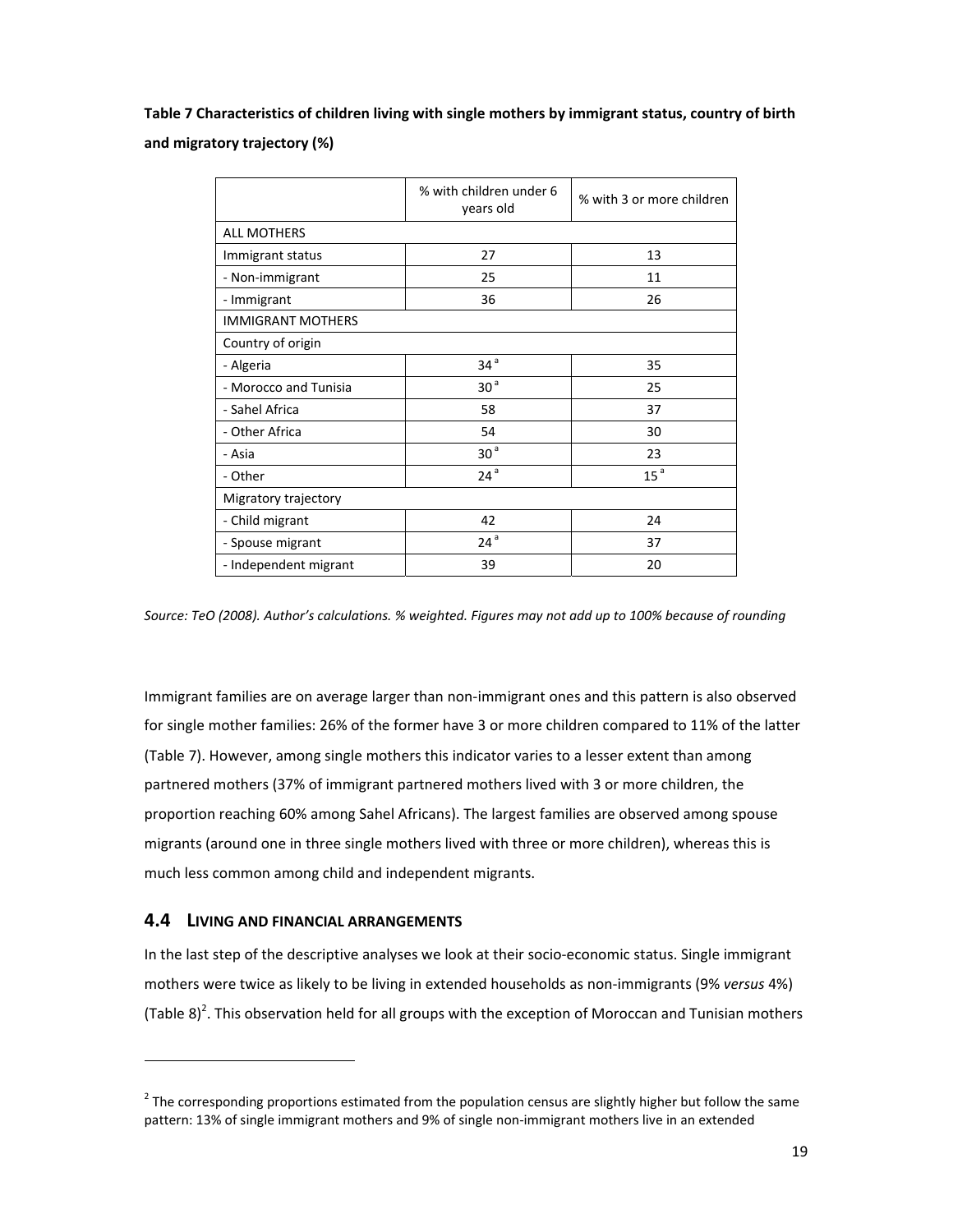**Table 7 Characteristics of children living with single mothers by immigrant status, country of birth and migratory trajectory (%)**

| | % with children under 6 years old | % with 3 or more children |
|---|---|---|
| ALL MOTHERS | | |
| Immigrant status | 27 | 13 |
| - Non-immigrant | 25 | 11 |
| - Immigrant | 36 | 26 |
| IMMIGRANT MOTHERS | | |
| Country of origin | | |
| - Algeria | 34 [a] | 35 |
| - Morocco and Tunisia | 30 [a] | 25 |
| - Sahel Africa | 58 | 37 |
| - Other Africa | 54 | 30 |
| - Asia | 30 [a] | 23 |
| - Other | 24 [a] | 15 [a] |
| Migratory trajectory | | |
| - Child migrant | 42 | 24 |
| - Spouse migrant | 24 [a] | 37 |
| - Independent migrant | 39 | 20 |

*Source: TeO (2008). Author's calculations. % weighted. Figures may not add up to 100% because of rounding*

Immigrant families are on average larger than non-immigrant ones and this pattern is also observed for single mother families: 26% of the former have 3 or more children compared to 11% of the latter (Table 7). However, among single mothers this indicator varies to a lesser extent than among partnered mothers (37% of immigrant partnered mothers lived with 3 or more children, the proportion reaching 60% among Sahel Africans). The largest families are observed among spouse migrants (around one in three single mothers lived with three or more children), whereas this is much less common among child and independent migrants.

## 4.4 LIVING AND FINANCIAL ARRANGEMENTS

In the last step of the descriptive analyses we look at their socio-economic status. Single immigrant mothers were twice as likely to be living in extended households as non-immigrants (9% *versus* 4%) (Table 8)[2]. This observation held for all groups with the exception of Moroccan and Tunisian mothers

[2] The corresponding proportions estimated from the population census are slightly higher but follow the same pattern: 13% of single immigrant mothers and 9% of single non-immigrant mothers live in an extended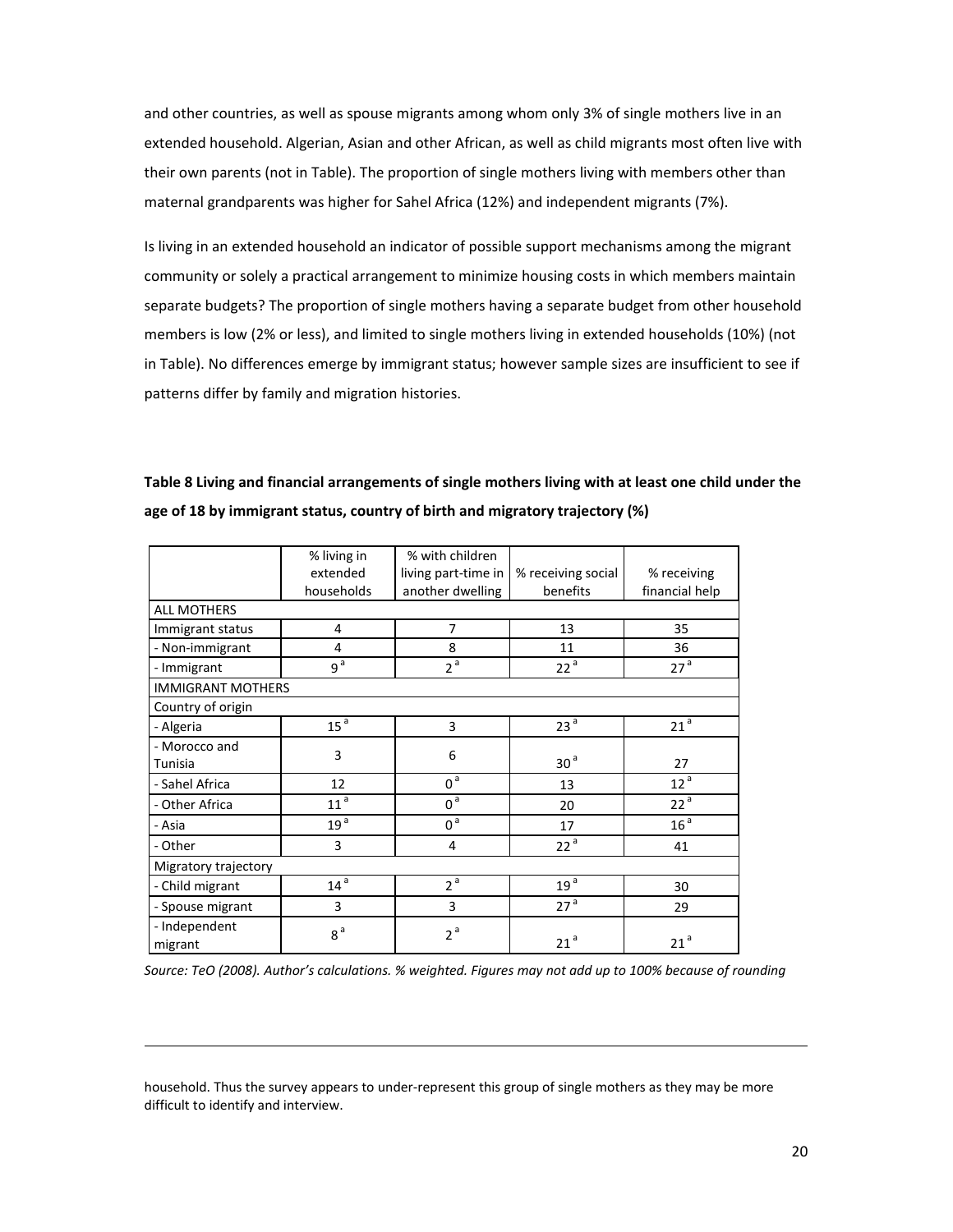and other countries, as well as spouse migrants among whom only 3% of single mothers live in an extended household. Algerian, Asian and other African, as well as child migrants most often live with their own parents (not in Table). The proportion of single mothers living with members other than maternal grandparents was higher for Sahel Africa (12%) and independent migrants (7%).

Is living in an extended household an indicator of possible support mechanisms among the migrant community or solely a practical arrangement to minimize housing costs in which members maintain separate budgets? The proportion of single mothers having a separate budget from other household members is low (2% or less), and limited to single mothers living in extended households (10%) (not in Table). No differences emerge by immigrant status; however sample sizes are insufficient to see if patterns differ by family and migration histories.

**Table 8 Living and financial arrangements of single mothers living with at least one child under the age of 18 by immigrant status, country of birth and migratory trajectory (%)**

| | % living in extended households | % with children living part-time in another dwelling | % receiving social benefits | % receiving financial help |
|---|---|---|---|---|
| ALL MOTHERS | | | | |
| Immigrant status | 4 | 7 | 13 | 35 |
| - Non-immigrant | 4 | 8 | 11 | 36 |
| - Immigrant | 9 [a] | 2 [a] | 22 [a] | 27 [a] |
| IMMIGRANT MOTHERS | | | | |
| Country of origin | | | | |
| - Algeria | 15 [a] | 3 | 23 [a] | 21 [a] |
| - Morocco and Tunisia | 3 | 6 | 30 [a] | 27 |
| - Sahel Africa | 12 | 0 [a] | 13 | 12 [a] |
| - Other Africa | 11 [a] | 0 [a] | 20 | 22 [a] |
| - Asia | 19 [a] | 0 [a] | 17 | 16 [a] |
| - Other | 3 | 4 | 22 [a] | 41 |
| Migratory trajectory | | | | |
| - Child migrant | 14 [a] | 2 [a] | 19 [a] | 30 |
| - Spouse migrant | 3 | 3 | 27 [a] | 29 |
| - Independent migrant | 8 [a] | 2 [a] | 21 [a] | 21 [a] |

*Source: TeO (2008). Author's calculations. % weighted. Figures may not add up to 100% because of rounding*

household. Thus the survey appears to under-represent this group of single mothers as they may be more difficult to identify and interview.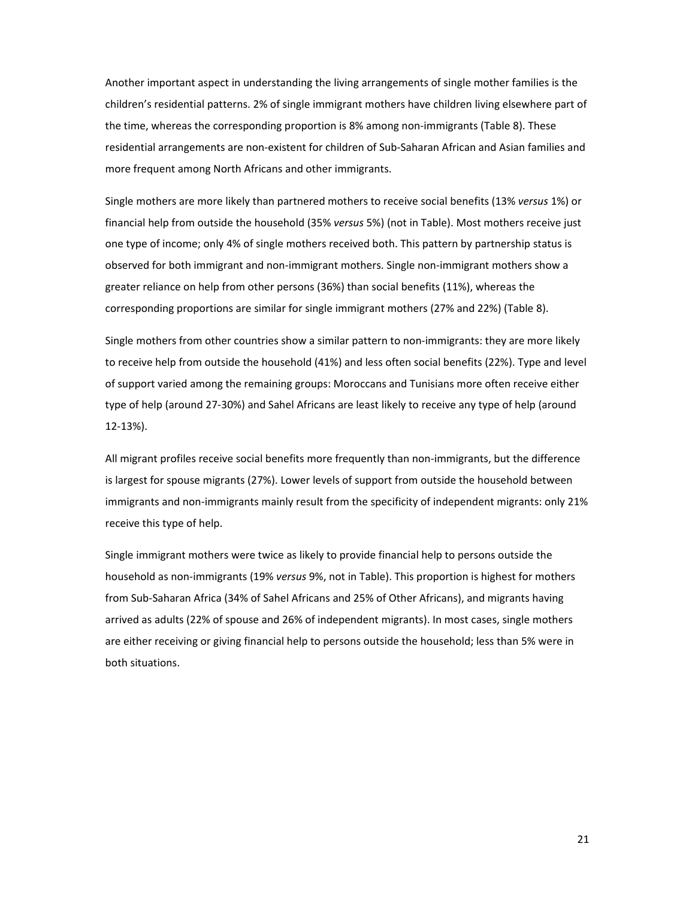Another important aspect in understanding the living arrangements of single mother families is the children's residential patterns. 2% of single immigrant mothers have children living elsewhere part of the time, whereas the corresponding proportion is 8% among non-immigrants (Table 8). These residential arrangements are non-existent for children of Sub-Saharan African and Asian families and more frequent among North Africans and other immigrants.

Single mothers are more likely than partnered mothers to receive social benefits (13% *versus* 1%) or financial help from outside the household (35% *versus* 5%) (not in Table). Most mothers receive just one type of income; only 4% of single mothers received both. This pattern by partnership status is observed for both immigrant and non-immigrant mothers. Single non-immigrant mothers show a greater reliance on help from other persons (36%) than social benefits (11%), whereas the corresponding proportions are similar for single immigrant mothers (27% and 22%) (Table 8).

Single mothers from other countries show a similar pattern to non-immigrants: they are more likely to receive help from outside the household (41%) and less often social benefits (22%). Type and level of support varied among the remaining groups: Moroccans and Tunisians more often receive either type of help (around 27-30%) and Sahel Africans are least likely to receive any type of help (around 12-13%).

All migrant profiles receive social benefits more frequently than non-immigrants, but the difference is largest for spouse migrants (27%). Lower levels of support from outside the household between immigrants and non-immigrants mainly result from the specificity of independent migrants: only 21% receive this type of help.

Single immigrant mothers were twice as likely to provide financial help to persons outside the household as non-immigrants (19% *versus* 9%, not in Table). This proportion is highest for mothers from Sub-Saharan Africa (34% of Sahel Africans and 25% of Other Africans), and migrants having arrived as adults (22% of spouse and 26% of independent migrants). In most cases, single mothers are either receiving or giving financial help to persons outside the household; less than 5% were in both situations.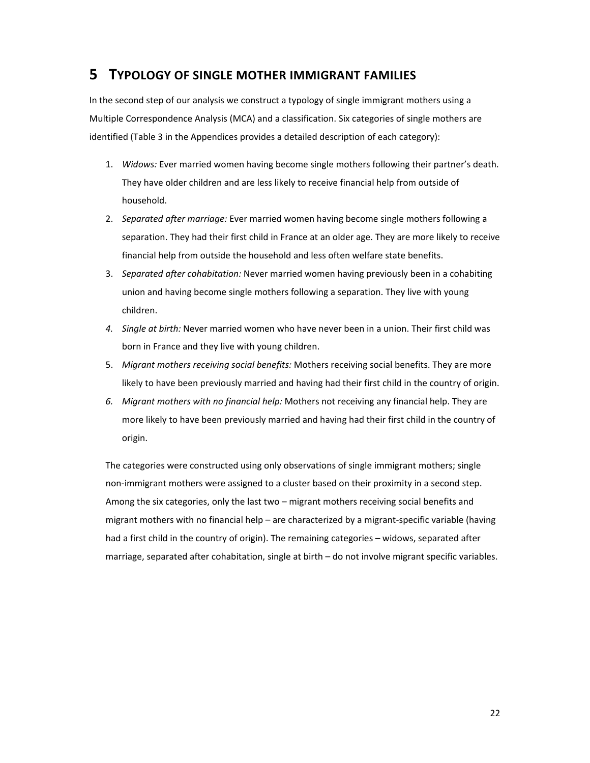# 5 TYPOLOGY OF SINGLE MOTHER IMMIGRANT FAMILIES

In the second step of our analysis we construct a typology of single immigrant mothers using a Multiple Correspondence Analysis (MCA) and a classification. Six categories of single mothers are identified (Table 3 in the Appendices provides a detailed description of each category):

1. *Widows:* Ever married women having become single mothers following their partner's death. They have older children and are less likely to receive financial help from outside of household.
2. *Separated after marriage:* Ever married women having become single mothers following a separation. They had their first child in France at an older age. They are more likely to receive financial help from outside the household and less often welfare state benefits.
3. *Separated after cohabitation:* Never married women having previously been in a cohabiting union and having become single mothers following a separation. They live with young children.
4. *Single at birth:* Never married women who have never been in a union. Their first child was born in France and they live with young children.
5. *Migrant mothers receiving social benefits:* Mothers receiving social benefits. They are more likely to have been previously married and having had their first child in the country of origin.
6. *Migrant mothers with no financial help:* Mothers not receiving any financial help. They are more likely to have been previously married and having had their first child in the country of origin.

The categories were constructed using only observations of single immigrant mothers; single non-immigrant mothers were assigned to a cluster based on their proximity in a second step. Among the six categories, only the last two – migrant mothers receiving social benefits and migrant mothers with no financial help – are characterized by a migrant-specific variable (having had a first child in the country of origin). The remaining categories – widows, separated after marriage, separated after cohabitation, single at birth – do not involve migrant specific variables.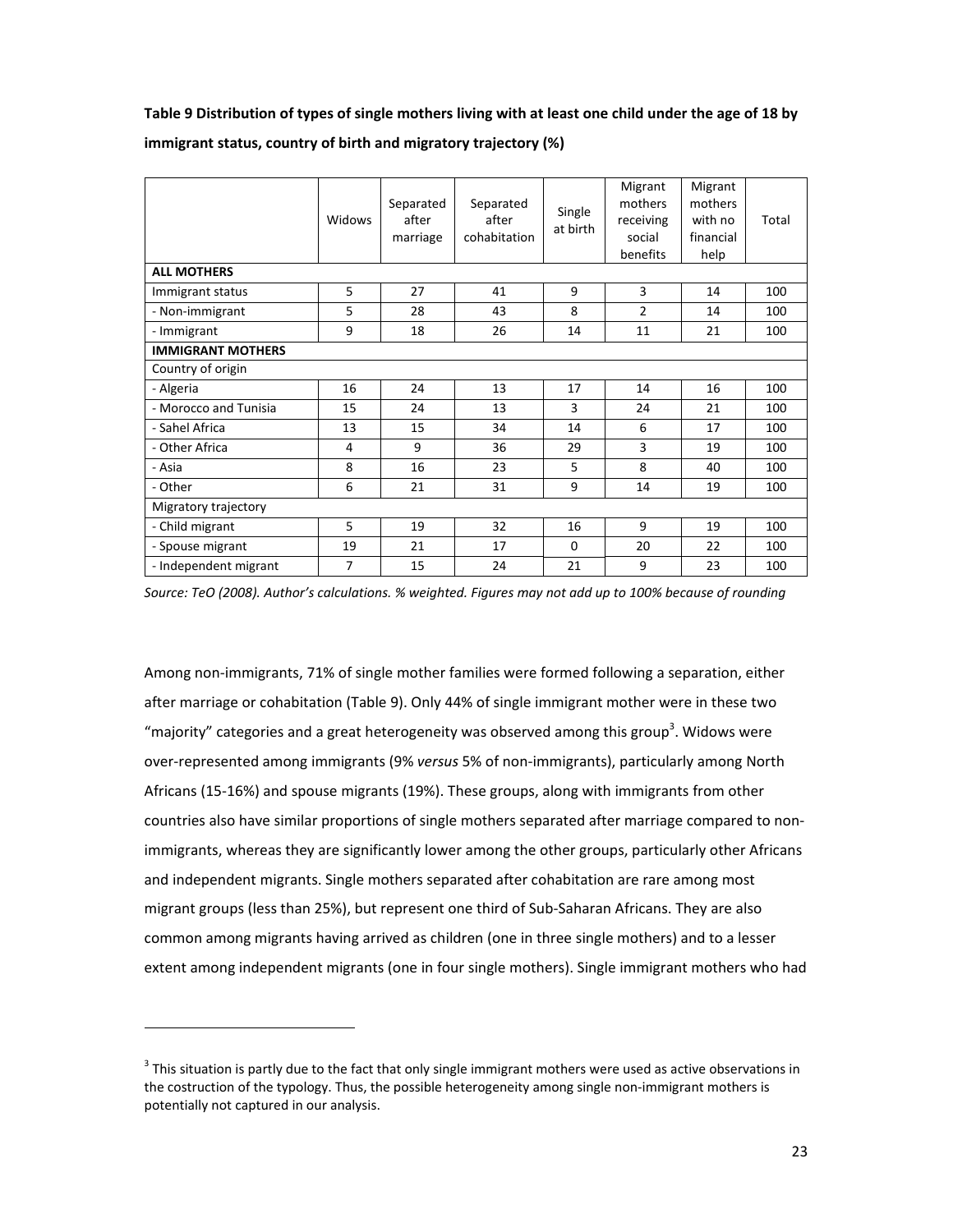**Table 9 Distribution of types of single mothers living with at least one child under the age of 18 by immigrant status, country of birth and migratory trajectory (%)**

| | Widows | Separated after marriage | Separated after cohabitation | Single at birth | Migrant mothers receiving social benefits | Migrant mothers with no financial help | Total |
|---|---|---|---|---|---|---|---|
| **ALL MOTHERS** | | | | | | | |
| Immigrant status | 5 | 27 | 41 | 9 | 3 | 14 | 100 |
| - Non-immigrant | 5 | 28 | 43 | 8 | 2 | 14 | 100 |
| - Immigrant | 9 | 18 | 26 | 14 | 11 | 21 | 100 |
| **IMMIGRANT MOTHERS** | | | | | | | |
| Country of origin | | | | | | | |
| - Algeria | 16 | 24 | 13 | 17 | 14 | 16 | 100 |
| - Morocco and Tunisia | 15 | 24 | 13 | 3 | 24 | 21 | 100 |
| - Sahel Africa | 13 | 15 | 34 | 14 | 6 | 17 | 100 |
| - Other Africa | 4 | 9 | 36 | 29 | 3 | 19 | 100 |
| - Asia | 8 | 16 | 23 | 5 | 8 | 40 | 100 |
| - Other | 6 | 21 | 31 | 9 | 14 | 19 | 100 |
| Migratory trajectory | | | | | | | |
| - Child migrant | 5 | 19 | 32 | 16 | 9 | 19 | 100 |
| - Spouse migrant | 19 | 21 | 17 | 0 | 20 | 22 | 100 |
| - Independent migrant | 7 | 15 | 24 | 21 | 9 | 23 | 100 |

*Source: TeO (2008). Author's calculations. % weighted. Figures may not add up to 100% because of rounding*

Among non-immigrants, 71% of single mother families were formed following a separation, either after marriage or cohabitation (Table 9). Only 44% of single immigrant mother were in these two "majority" categories and a great heterogeneity was observed among this group[3]. Widows were over-represented among immigrants (9% *versus* 5% of non-immigrants), particularly among North Africans (15-16%) and spouse migrants (19%). These groups, along with immigrants from other countries also have similar proportions of single mothers separated after marriage compared to non-immigrants, whereas they are significantly lower among the other groups, particularly other Africans and independent migrants. Single mothers separated after cohabitation are rare among most migrant groups (less than 25%), but represent one third of Sub-Saharan Africans. They are also common among migrants having arrived as children (one in three single mothers) and to a lesser extent among independent migrants (one in four single mothers). Single immigrant mothers who had

[3] This situation is partly due to the fact that only single immigrant mothers were used as active observations in the costruction of the typology. Thus, the possible heterogeneity among single non-immigrant mothers is potentially not captured in our analysis.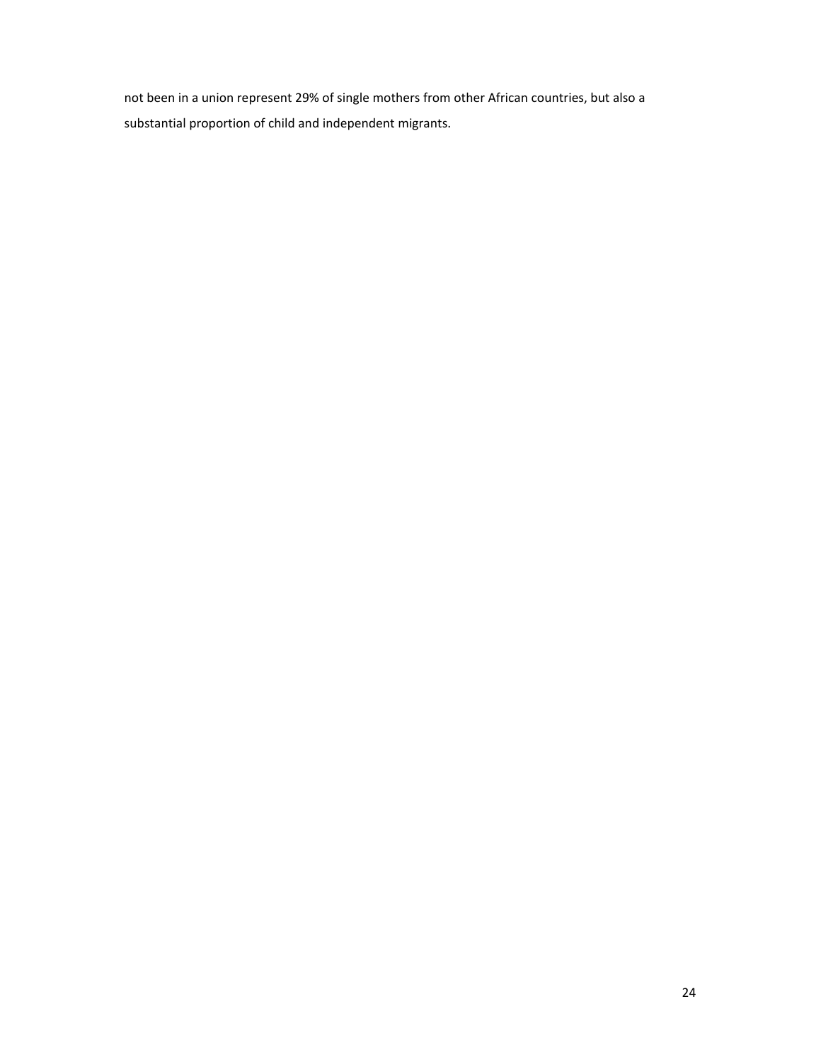not been in a union represent 29% of single mothers from other African countries, but also a substantial proportion of child and independent migrants.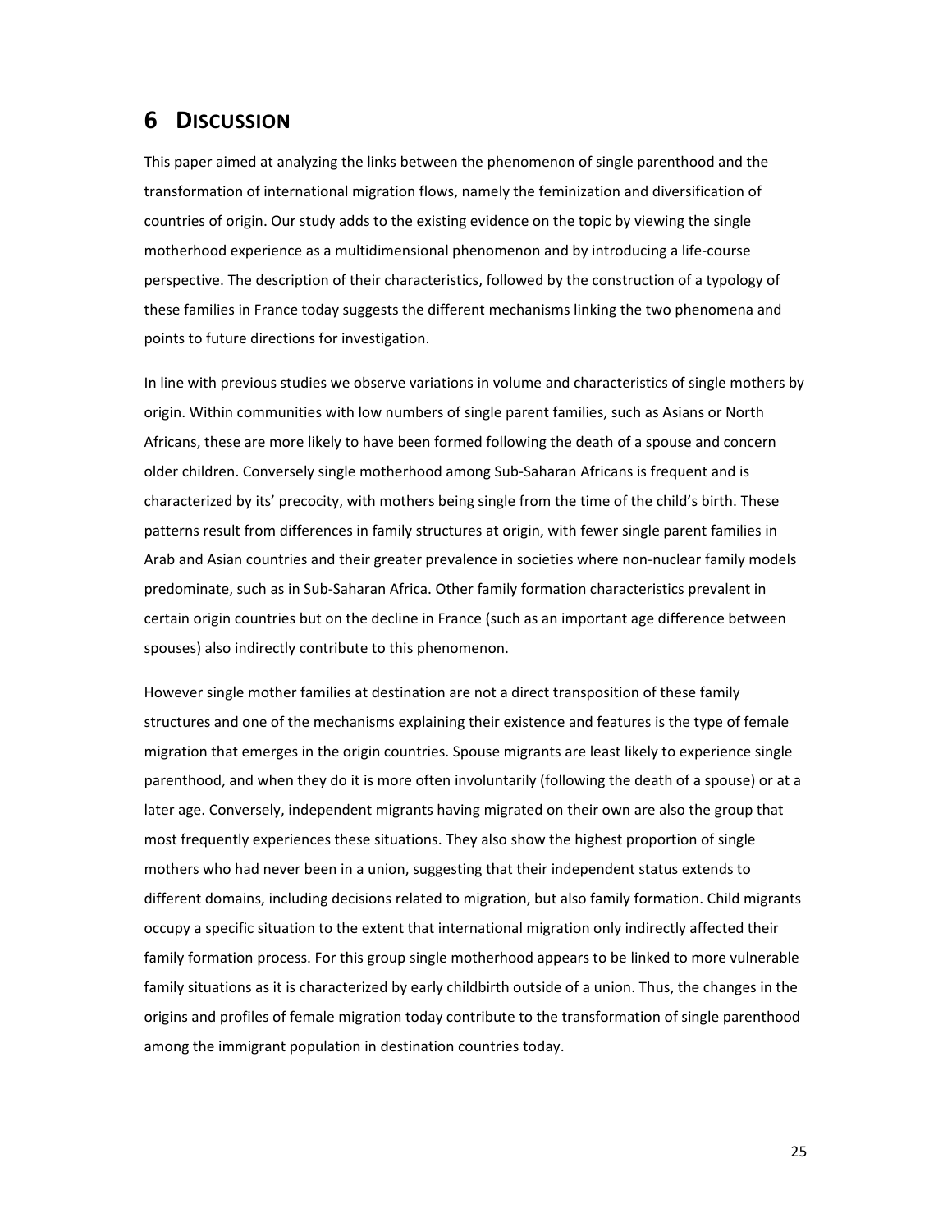# 6 DISCUSSION

This paper aimed at analyzing the links between the phenomenon of single parenthood and the transformation of international migration flows, namely the feminization and diversification of countries of origin. Our study adds to the existing evidence on the topic by viewing the single motherhood experience as a multidimensional phenomenon and by introducing a life-course perspective. The description of their characteristics, followed by the construction of a typology of these families in France today suggests the different mechanisms linking the two phenomena and points to future directions for investigation.

In line with previous studies we observe variations in volume and characteristics of single mothers by origin. Within communities with low numbers of single parent families, such as Asians or North Africans, these are more likely to have been formed following the death of a spouse and concern older children. Conversely single motherhood among Sub-Saharan Africans is frequent and is characterized by its' precocity, with mothers being single from the time of the child's birth. These patterns result from differences in family structures at origin, with fewer single parent families in Arab and Asian countries and their greater prevalence in societies where non-nuclear family models predominate, such as in Sub-Saharan Africa. Other family formation characteristics prevalent in certain origin countries but on the decline in France (such as an important age difference between spouses) also indirectly contribute to this phenomenon.

However single mother families at destination are not a direct transposition of these family structures and one of the mechanisms explaining their existence and features is the type of female migration that emerges in the origin countries. Spouse migrants are least likely to experience single parenthood, and when they do it is more often involuntarily (following the death of a spouse) or at a later age. Conversely, independent migrants having migrated on their own are also the group that most frequently experiences these situations. They also show the highest proportion of single mothers who had never been in a union, suggesting that their independent status extends to different domains, including decisions related to migration, but also family formation. Child migrants occupy a specific situation to the extent that international migration only indirectly affected their family formation process. For this group single motherhood appears to be linked to more vulnerable family situations as it is characterized by early childbirth outside of a union. Thus, the changes in the origins and profiles of female migration today contribute to the transformation of single parenthood among the immigrant population in destination countries today.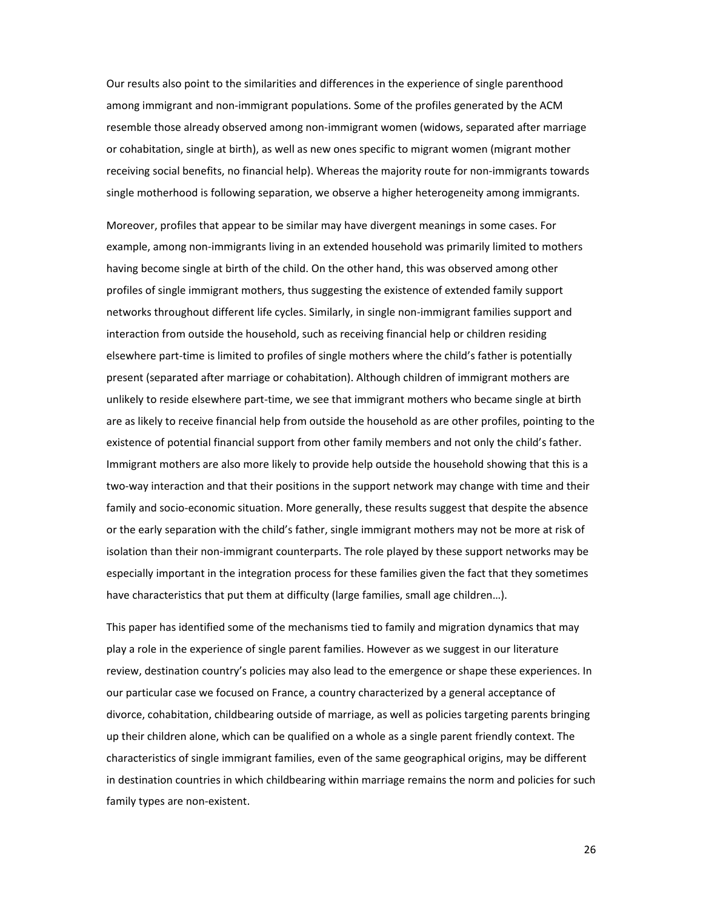Our results also point to the similarities and differences in the experience of single parenthood among immigrant and non-immigrant populations. Some of the profiles generated by the ACM resemble those already observed among non-immigrant women (widows, separated after marriage or cohabitation, single at birth), as well as new ones specific to migrant women (migrant mother receiving social benefits, no financial help). Whereas the majority route for non-immigrants towards single motherhood is following separation, we observe a higher heterogeneity among immigrants.

Moreover, profiles that appear to be similar may have divergent meanings in some cases. For example, among non-immigrants living in an extended household was primarily limited to mothers having become single at birth of the child. On the other hand, this was observed among other profiles of single immigrant mothers, thus suggesting the existence of extended family support networks throughout different life cycles. Similarly, in single non-immigrant families support and interaction from outside the household, such as receiving financial help or children residing elsewhere part-time is limited to profiles of single mothers where the child's father is potentially present (separated after marriage or cohabitation). Although children of immigrant mothers are unlikely to reside elsewhere part-time, we see that immigrant mothers who became single at birth are as likely to receive financial help from outside the household as are other profiles, pointing to the existence of potential financial support from other family members and not only the child's father. Immigrant mothers are also more likely to provide help outside the household showing that this is a two-way interaction and that their positions in the support network may change with time and their family and socio-economic situation. More generally, these results suggest that despite the absence or the early separation with the child's father, single immigrant mothers may not be more at risk of isolation than their non-immigrant counterparts. The role played by these support networks may be especially important in the integration process for these families given the fact that they sometimes have characteristics that put them at difficulty (large families, small age children…).

This paper has identified some of the mechanisms tied to family and migration dynamics that may play a role in the experience of single parent families. However as we suggest in our literature review, destination country's policies may also lead to the emergence or shape these experiences. In our particular case we focused on France, a country characterized by a general acceptance of divorce, cohabitation, childbearing outside of marriage, as well as policies targeting parents bringing up their children alone, which can be qualified on a whole as a single parent friendly context. The characteristics of single immigrant families, even of the same geographical origins, may be different in destination countries in which childbearing within marriage remains the norm and policies for such family types are non-existent.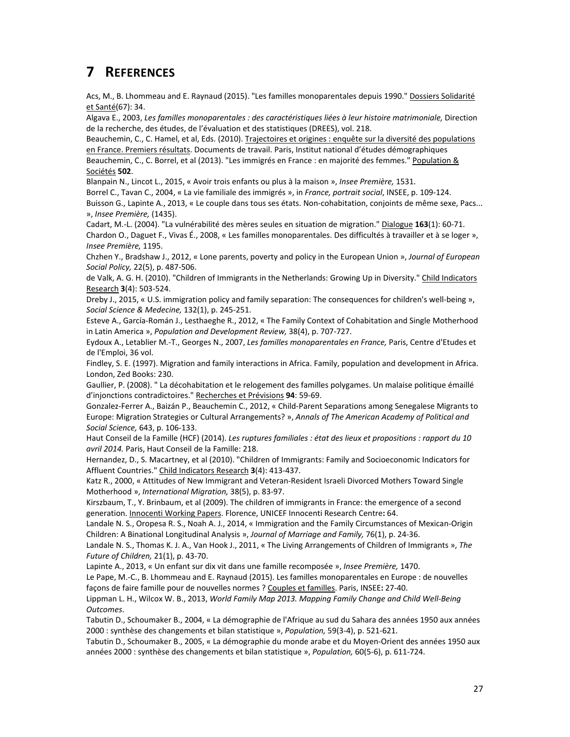# 7 REFERENCES

Acs, M., B. Lhommeau and E. Raynaud (2015). "Les familles monoparentales depuis 1990." Dossiers Solidarité et Santé(67): 34.

Algava E., 2003, *Les familles monoparentales : des caractéristiques liées à leur histoire matrimoniale,* Direction de la recherche, des études, de l'évaluation et des statistiques (DREES), vol. 218.

Beauchemin, C., C. Hamel, et al, Eds. (2010). Trajectoires et origines : enquête sur la diversité des populations en France. Premiers résultats. Documents de travail. Paris, Institut national d'études démographiques

Beauchemin, C., C. Borrel, et al (2013). "Les immigrés en France : en majorité des femmes." Population & Sociétés **502**.

Blanpain N., Lincot L., 2015, « Avoir trois enfants ou plus à la maison », *Insee Première,* 1531.

Borrel C., Tavan C., 2004, « La vie familiale des immigrés », in *France, portrait social*, INSEE, p. 109-124.

Buisson G., Lapinte A., 2013, « Le couple dans tous ses états. Non-cohabitation, conjoints de même sexe, Pacs... », *Insee Première,* (1435).

Cadart, M.-L. (2004). "La vulnérabilité des mères seules en situation de migration." Dialogue **163**(1): 60-71.

Chardon O., Daguet F., Vivas É., 2008, « Les familles monoparentales. Des difficultés à travailler et à se loger », *Insee Première,* 1195.

Chzhen Y., Bradshaw J., 2012, « Lone parents, poverty and policy in the European Union », *Journal of European Social Policy,* 22(5), p. 487-506.

de Valk, A. G. H. (2010). "Children of Immigrants in the Netherlands: Growing Up in Diversity." Child Indicators Research **3**(4): 503-524.

Dreby J., 2015, « U.S. immigration policy and family separation: The consequences for children's well-being », *Social Science & Medecine,* 132(1), p. 245-251.

Esteve A., García-Román J., Lesthaeghe R., 2012, « The Family Context of Cohabitation and Single Motherhood in Latin America », *Population and Development Review,* 38(4), p. 707-727.

Eydoux A., Letablier M.-T., Georges N., 2007, *Les familles monoparentales en France,* Paris, Centre d'Etudes et de l'Emploi, 36 vol.

Findley, S. E. (1997). Migration and family interactions in Africa. Family, population and development in Africa. London, Zed Books: 230.

Gaullier, P. (2008). " La décohabitation et le relogement des familles polygames. Un malaise politique émaillé d'injonctions contradictoires." Recherches et Prévisions **94**: 59-69.

Gonzalez-Ferrer A., Baizán P., Beauchemin C., 2012, « Child-Parent Separations among Senegalese Migrants to Europe: Migration Strategies or Cultural Arrangements? », *Annals of The American Academy of Political and Social Science,* 643, p. 106-133.

Haut Conseil de la Famille (HCF) (2014). *Les ruptures familiales : état des lieux et propositions : rapport du 10 avril 2014.* Paris, Haut Conseil de la Famille: 218.

Hernandez, D., S. Macartney, et al (2010). "Children of Immigrants: Family and Socioeconomic Indicators for Affluent Countries." Child Indicators Research **3**(4): 413-437.

Katz R., 2000, « Attitudes of New Immigrant and Veteran-Resident Israeli Divorced Mothers Toward Single Motherhood », *International Migration,* 38(5), p. 83-97.

Kirszbaum, T., Y. Brinbaum, et al (2009). The children of immigrants in France: the emergence of a second generation. Innocenti Working Papers. Florence, UNICEF Innocenti Research Centre**:** 64.

Landale N. S., Oropesa R. S., Noah A. J., 2014, « Immigration and the Family Circumstances of Mexican-Origin Children: A Binational Longitudinal Analysis », *Journal of Marriage and Family,* 76(1), p. 24-36.

Landale N. S., Thomas K. J. A., Van Hook J., 2011, « The Living Arrangements of Children of Immigrants », *The Future of Children,* 21(1), p. 43-70.

Lapinte A., 2013, « Un enfant sur dix vit dans une famille recomposée », *Insee Première,* 1470.

Le Pape, M.-C., B. Lhommeau and E. Raynaud (2015). Les familles monoparentales en Europe : de nouvelles façons de faire famille pour de nouvelles normes ? Couples et familles. Paris, INSEE**:** 27-40.

Lippman L. H., Wilcox W. B., 2013, *World Family Map 2013. Mapping Family Change and Child Well-Being Outcomes*.

Tabutin D., Schoumaker B., 2004, « La démographie de l'Afrique au sud du Sahara des années 1950 aux années 2000 : synthèse des changements et bilan statistique », *Population,* 59(3-4), p. 521-621.

Tabutin D., Schoumaker B., 2005, « La démographie du monde arabe et du Moyen-Orient des années 1950 aux années 2000 : synthèse des changements et bilan statistique », *Population,* 60(5-6), p. 611-724.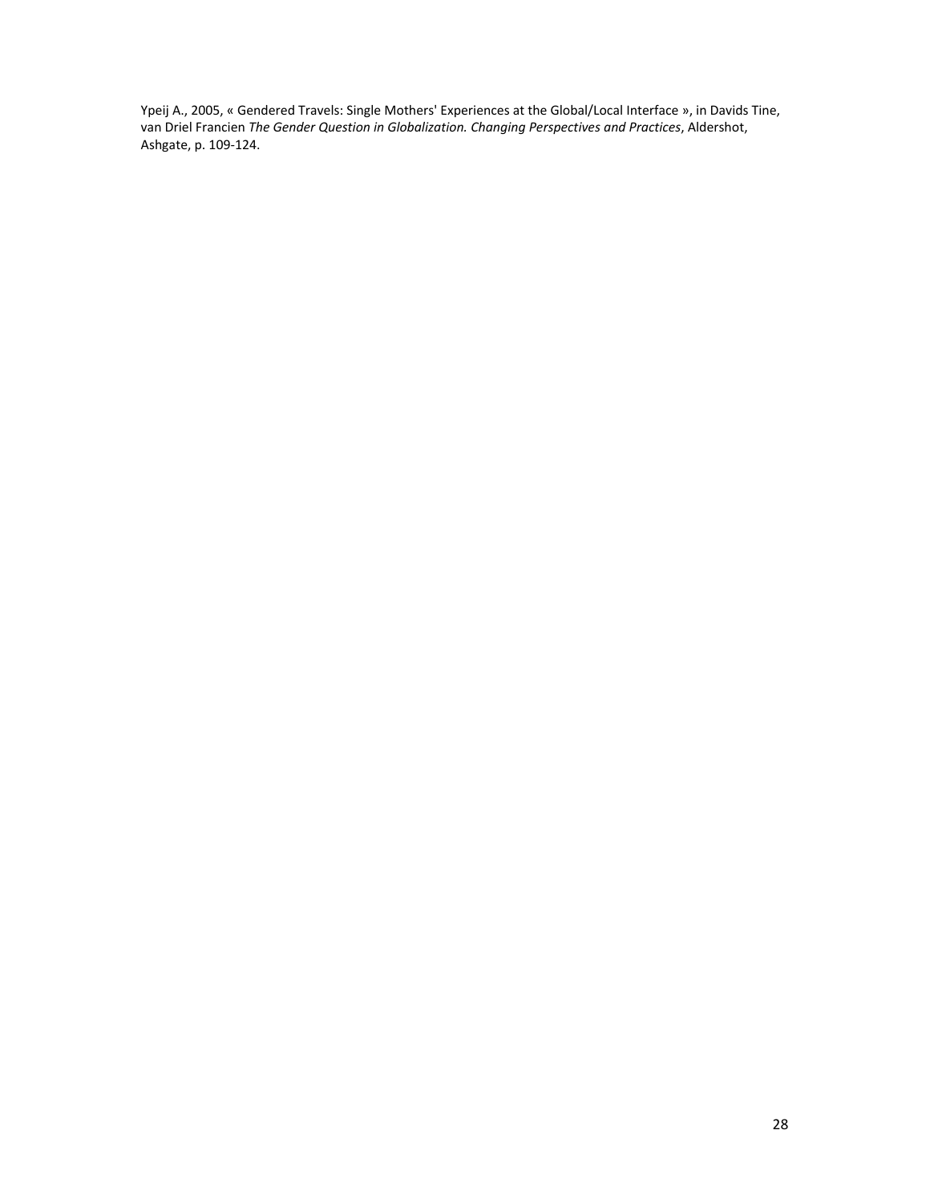Ypeij A., 2005, « Gendered Travels: Single Mothers' Experiences at the Global/Local Interface », in Davids Tine, van Driel Francien *The Gender Question in Globalization. Changing Perspectives and Practices*, Aldershot, Ashgate, p. 109-124.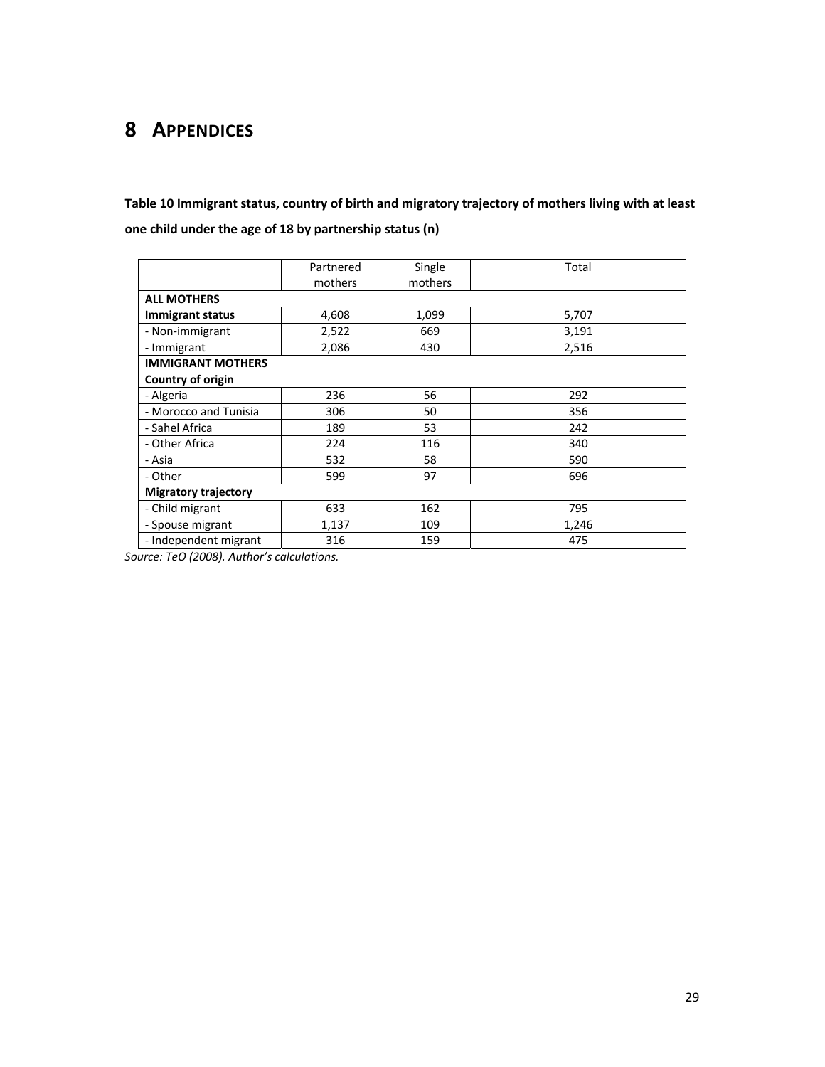# 8 APPENDICES

**Table 10 Immigrant status, country of birth and migratory trajectory of mothers living with at least one child under the age of 18 by partnership status (n)**

| | Partnered mothers | Single mothers | Total |
|---|---|---|---|
| **ALL MOTHERS** | | | |
| **Immigrant status** | 4,608 | 1,099 | 5,707 |
| - Non-immigrant | 2,522 | 669 | 3,191 |
| - Immigrant | 2,086 | 430 | 2,516 |
| **IMMIGRANT MOTHERS** | | | |
| **Country of origin** | | | |
| - Algeria | 236 | 56 | 292 |
| - Morocco and Tunisia | 306 | 50 | 356 |
| - Sahel Africa | 189 | 53 | 242 |
| - Other Africa | 224 | 116 | 340 |
| - Asia | 532 | 58 | 590 |
| - Other | 599 | 97 | 696 |
| **Migratory trajectory** | | | |
| - Child migrant | 633 | 162 | 795 |
| - Spouse migrant | 1,137 | 109 | 1,246 |
| - Independent migrant | 316 | 159 | 475 |

*Source: TeO (2008). Author's calculations.*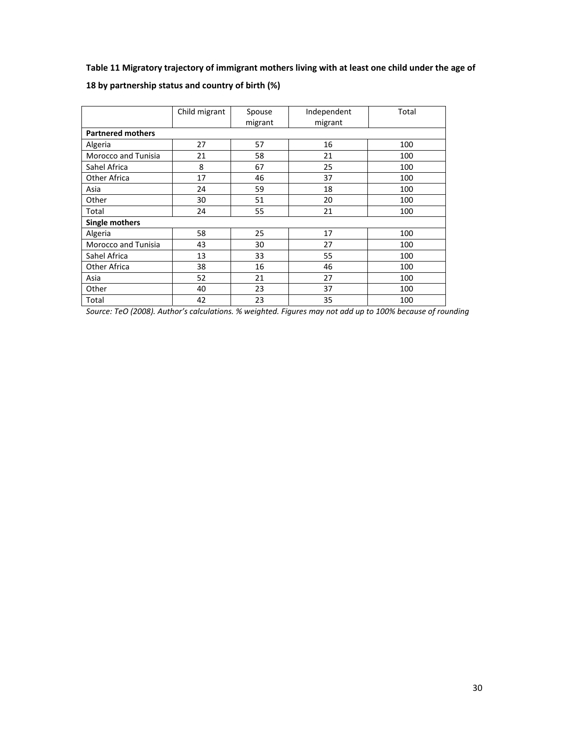**Table 11 Migratory trajectory of immigrant mothers living with at least one child under the age of 18 by partnership status and country of birth (%)**

| | Child migrant | Spouse migrant | Independent migrant | Total |
|---|---|---|---|---|
| **Partnered mothers** | | | | |
| Algeria | 27 | 57 | 16 | 100 |
| Morocco and Tunisia | 21 | 58 | 21 | 100 |
| Sahel Africa | 8 | 67 | 25 | 100 |
| Other Africa | 17 | 46 | 37 | 100 |
| Asia | 24 | 59 | 18 | 100 |
| Other | 30 | 51 | 20 | 100 |
| Total | 24 | 55 | 21 | 100 |
| **Single mothers** | | | | |
| Algeria | 58 | 25 | 17 | 100 |
| Morocco and Tunisia | 43 | 30 | 27 | 100 |
| Sahel Africa | 13 | 33 | 55 | 100 |
| Other Africa | 38 | 16 | 46 | 100 |
| Asia | 52 | 21 | 27 | 100 |
| Other | 40 | 23 | 37 | 100 |
| Total | 42 | 23 | 35 | 100 |

*Source: TeO (2008). Author's calculations. % weighted. Figures may not add up to 100% because of rounding*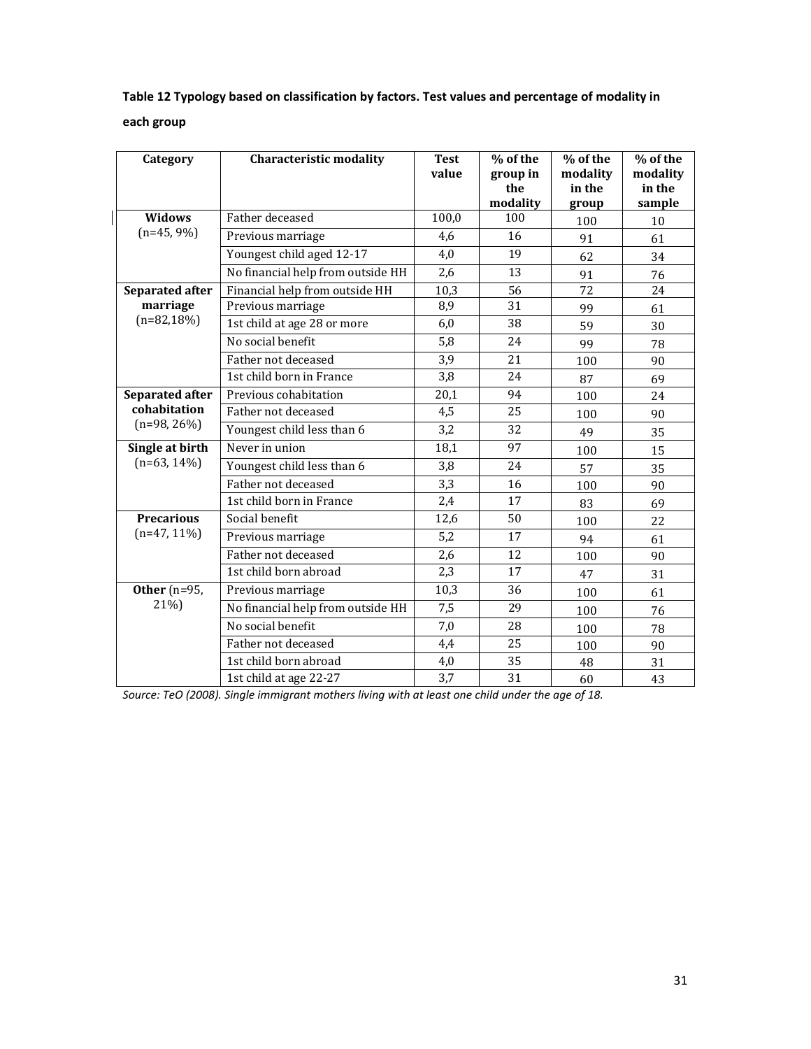**Table 12 Typology based on classification by factors. Test values and percentage of modality in each group**

| Category | Characteristic modality | Test value | % of the group in the modality | % of the modality in the group | % of the modality in the sample |
|---|---|---|---|---|---|
| **Widows** (n=45, 9%) | Father deceased | 100,0 | 100 | 100 | 10 |
| | Previous marriage | 4,6 | 16 | 91 | 61 |
| | Youngest child aged 12-17 | 4,0 | 19 | 62 | 34 |
| | No financial help from outside HH | 2,6 | 13 | 91 | 76 |
| **Separated after marriage** (n=82,18%) | Financial help from outside HH | 10,3 | 56 | 72 | 24 |
| | Previous marriage | 8,9 | 31 | 99 | 61 |
| | 1st child at age 28 or more | 6,0 | 38 | 59 | 30 |
| | No social benefit | 5,8 | 24 | 99 | 78 |
| | Father not deceased | 3,9 | 21 | 100 | 90 |
| | 1st child born in France | 3,8 | 24 | 87 | 69 |
| **Separated after cohabitation** (n=98, 26%) | Previous cohabitation | 20,1 | 94 | 100 | 24 |
| | Father not deceased | 4,5 | 25 | 100 | 90 |
| | Youngest child less than 6 | 3,2 | 32 | 49 | 35 |
| **Single at birth** (n=63, 14%) | Never in union | 18,1 | 97 | 100 | 15 |
| | Youngest child less than 6 | 3,8 | 24 | 57 | 35 |
| | Father not deceased | 3,3 | 16 | 100 | 90 |
| | 1st child born in France | 2,4 | 17 | 83 | 69 |
| **Precarious** (n=47, 11%) | Social benefit | 12,6 | 50 | 100 | 22 |
| | Previous marriage | 5,2 | 17 | 94 | 61 |
| | Father not deceased | 2,6 | 12 | 100 | 90 |
| | 1st child born abroad | 2,3 | 17 | 47 | 31 |
| **Other** (n=95, 21%) | Previous marriage | 10,3 | 36 | 100 | 61 |
| | No financial help from outside HH | 7,5 | 29 | 100 | 76 |
| | No social benefit | 7,0 | 28 | 100 | 78 |
| | Father not deceased | 4,4 | 25 | 100 | 90 |
| | 1st child born abroad | 4,0 | 35 | 48 | 31 |
| | 1st child at age 22-27 | 3,7 | 31 | 60 | 43 |

*Source: TeO (2008). Single immigrant mothers living with at least one child under the age of 18.*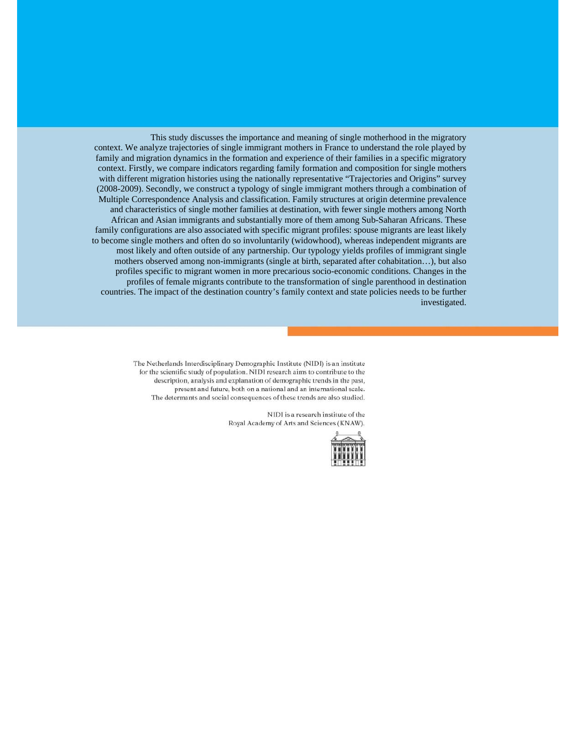This study discusses the importance and meaning of single motherhood in the migratory context. We analyze trajectories of single immigrant mothers in France to understand the role played by family and migration dynamics in the formation and experience of their families in a specific migratory context. Firstly, we compare indicators regarding family formation and composition for single mothers with different migration histories using the nationally representative “Trajectories and Origins” survey (2008-2009). Secondly, we construct a typology of single immigrant mothers through a combination of Multiple Correspondence Analysis and classification. Family structures at origin determine prevalence and characteristics of single mother families at destination, with fewer single mothers among North African and Asian immigrants and substantially more of them among Sub-Saharan Africans. These family configurations are also associated with specific migrant profiles: spouse migrants are least likely to become single mothers and often do so involuntarily (widowhood), whereas independent migrants are most likely and often outside of any partnership. Our typology yields profiles of immigrant single mothers observed among non-immigrants (single at birth, separated after cohabitation…), but also profiles specific to migrant women in more precarious socio-economic conditions. Changes in the profiles of female migrants contribute to the transformation of single parenthood in destination countries. The impact of the destination country’s family context and state policies needs to be further investigated.

The Netherlands Interdisciplinary Demographic Institute (NIDI) is an institute for the scientific study of population. NIDI research aims to contribute to the description, analysis and explanation of demographic trends in the past, present and future, both on a national and an international scale. The determants and social consequences of these trends are also studied.

NIDI is a research institute of the Royal Academy of Arts and Sciences (KNAW).